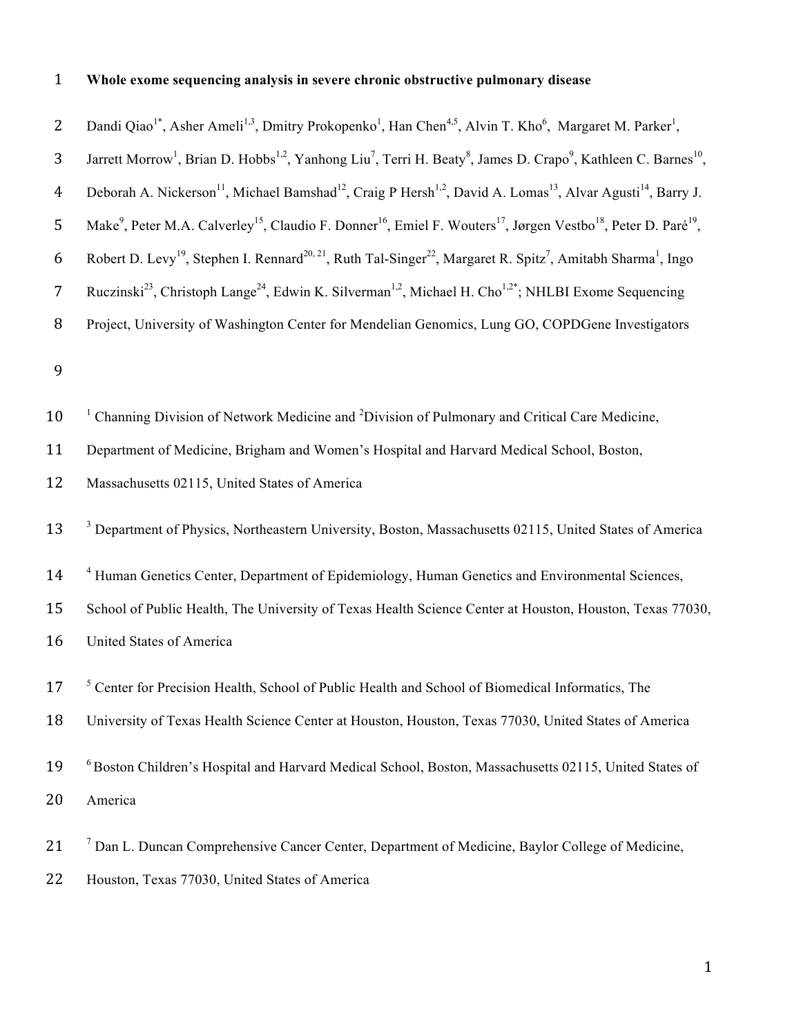# Whole exome sequencing analysis in severe chronic obstructive pulmonary disease

Dandi Qiao[1*], Asher Ameli[1,3], Dmitry Prokopenko[1], Han Chen[4,5], Alvin T. Kho[6], Margaret M. Parker[1], Jarrett Morrow[1], Brian D. Hobbs[1,2], Yanhong Liu[7], Terri H. Beaty[8], James D. Crapo[9], Kathleen C. Barnes[10], Deborah A. Nickerson[11], Michael Bamshad[12], Craig P Hersh[1,2], David A. Lomas[13], Alvar Agusti[14], Barry J. Make[9], Peter M.A. Calverley[15], Claudio F. Donner[16], Emiel F. Wouters[17], Jørgen Vestbo[18], Peter D. Paré[19], Robert D. Levy[19], Stephen I. Rennard[20, 21], Ruth Tal-Singer[22], Margaret R. Spitz[7], Amitabh Sharma[1], Ingo Ruczinski[23], Christoph Lange[24], Edwin K. Silverman[1,2], Michael H. Cho[1,2*]; NHLBI Exome Sequencing Project, University of Washington Center for Mendelian Genomics, Lung GO, COPDGene Investigators

[1] Channing Division of Network Medicine and [2]Division of Pulmonary and Critical Care Medicine, Department of Medicine, Brigham and Women's Hospital and Harvard Medical School, Boston, Massachusetts 02115, United States of America

[3] Department of Physics, Northeastern University, Boston, Massachusetts 02115, United States of America

[4] Human Genetics Center, Department of Epidemiology, Human Genetics and Environmental Sciences, School of Public Health, The University of Texas Health Science Center at Houston, Houston, Texas 77030, United States of America

[5] Center for Precision Health, School of Public Health and School of Biomedical Informatics, The University of Texas Health Science Center at Houston, Houston, Texas 77030, United States of America

[6] Boston Children's Hospital and Harvard Medical School, Boston, Massachusetts 02115, United States of America

[7] Dan L. Duncan Comprehensive Cancer Center, Department of Medicine, Baylor College of Medicine, Houston, Texas 77030, United States of America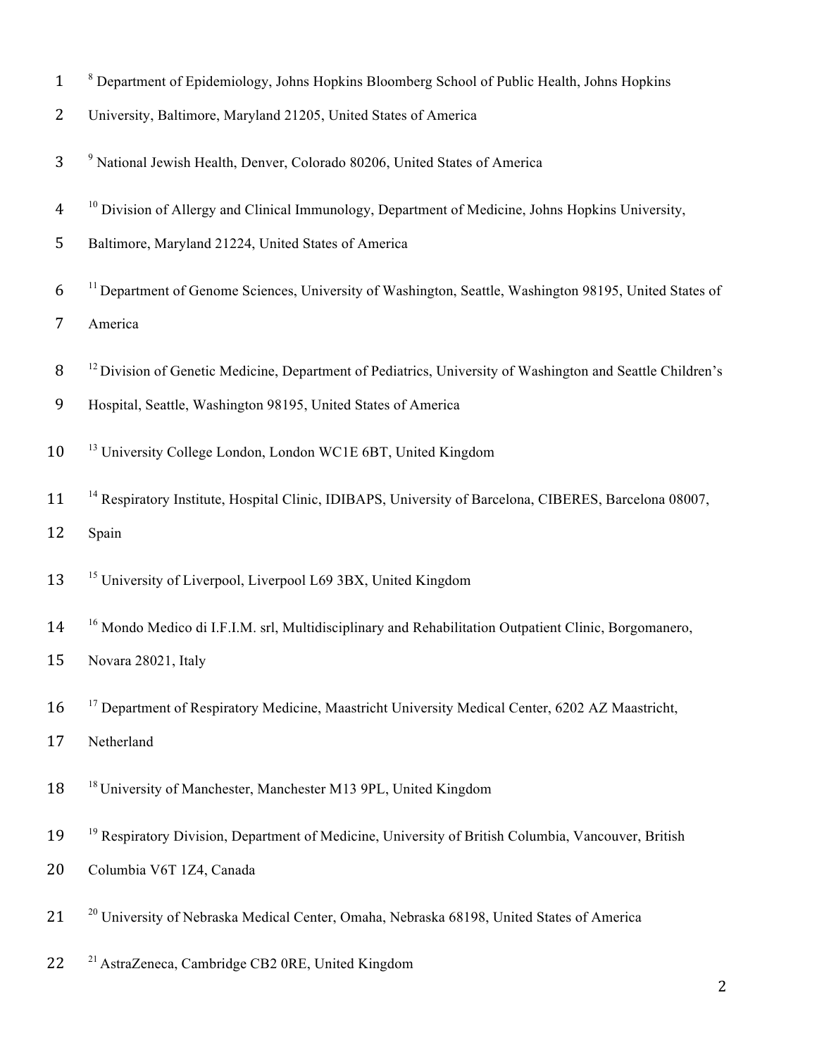[8] Department of Epidemiology, Johns Hopkins Bloomberg School of Public Health, Johns Hopkins University, Baltimore, Maryland 21205, United States of America

[9] National Jewish Health, Denver, Colorado 80206, United States of America

[10] Division of Allergy and Clinical Immunology, Department of Medicine, Johns Hopkins University, Baltimore, Maryland 21224, United States of America

[11] Department of Genome Sciences, University of Washington, Seattle, Washington 98195, United States of America

[12] Division of Genetic Medicine, Department of Pediatrics, University of Washington and Seattle Children's Hospital, Seattle, Washington 98195, United States of America

[13] University College London, London WC1E 6BT, United Kingdom

[14] Respiratory Institute, Hospital Clinic, IDIBAPS, University of Barcelona, CIBERES, Barcelona 08007, Spain

[15] University of Liverpool, Liverpool L69 3BX, United Kingdom

[16] Mondo Medico di I.F.I.M. srl, Multidisciplinary and Rehabilitation Outpatient Clinic, Borgomanero, Novara 28021, Italy

[17] Department of Respiratory Medicine, Maastricht University Medical Center, 6202 AZ Maastricht, Netherland

[18] University of Manchester, Manchester M13 9PL, United Kingdom

[19] Respiratory Division, Department of Medicine, University of British Columbia, Vancouver, British Columbia V6T 1Z4, Canada

[20] University of Nebraska Medical Center, Omaha, Nebraska 68198, United States of America

[21] AstraZeneca, Cambridge CB2 0RE, United Kingdom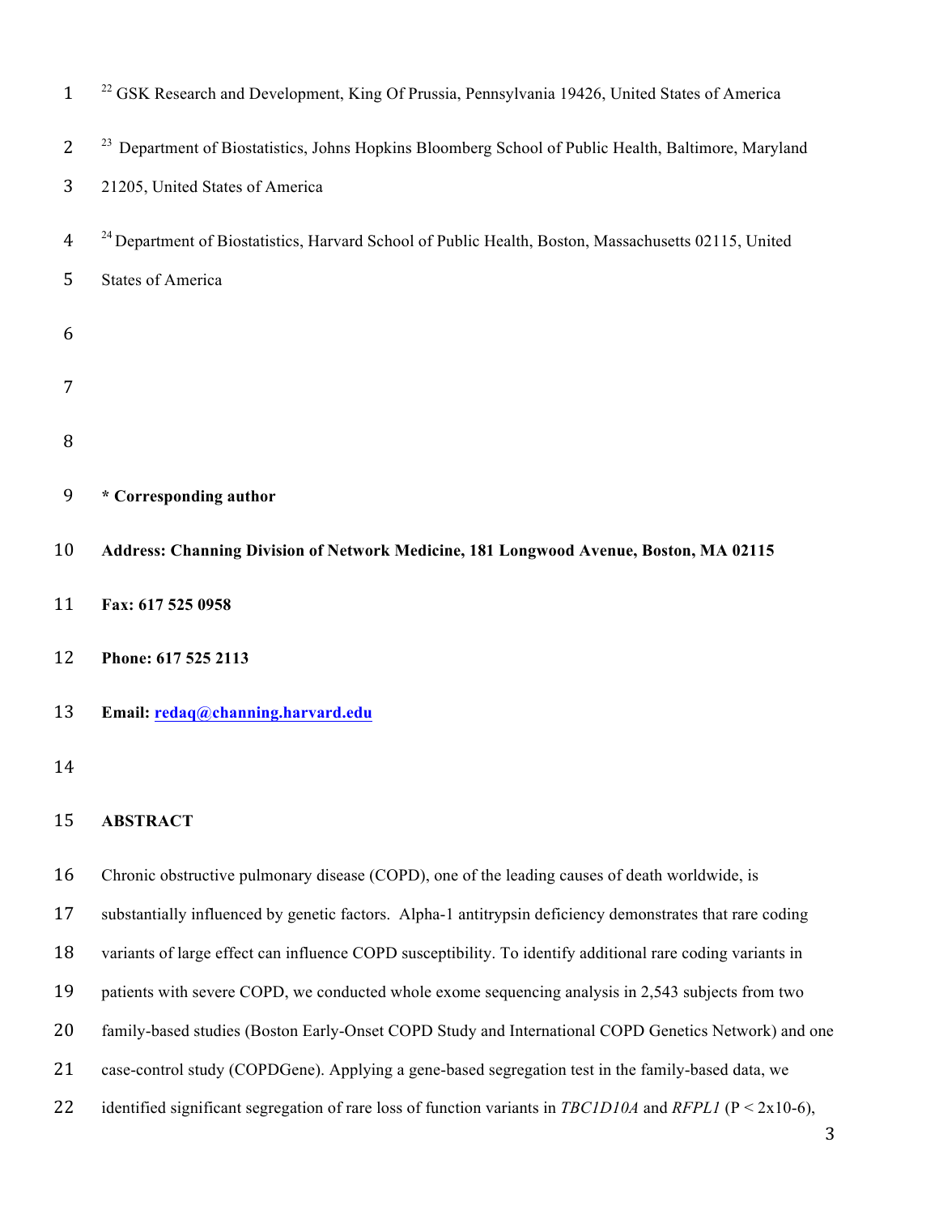[22] GSK Research and Development, King Of Prussia, Pennsylvania 19426, United States of America

[23] Department of Biostatistics, Johns Hopkins Bloomberg School of Public Health, Baltimore, Maryland 21205, United States of America

[24] Department of Biostatistics, Harvard School of Public Health, Boston, Massachusetts 02115, United States of America

**\* Corresponding author**

**Address: Channing Division of Network Medicine, 181 Longwood Avenue, Boston, MA 02115**

**Fax: 617 525 0958**

**Phone: 617 525 2113**

**Email: redaq@channing.harvard.edu**

## ABSTRACT

Chronic obstructive pulmonary disease (COPD), one of the leading causes of death worldwide, is substantially influenced by genetic factors. Alpha-1 antitrypsin deficiency demonstrates that rare coding variants of large effect can influence COPD susceptibility. To identify additional rare coding variants in patients with severe COPD, we conducted whole exome sequencing analysis in 2,543 subjects from two family-based studies (Boston Early-Onset COPD Study and International COPD Genetics Network) and one case-control study (COPDGene). Applying a gene-based segregation test in the family-based data, we identified significant segregation of rare loss of function variants in *TBC1D10A* and *RFPL1* ($P < 2x10\text{-}6$),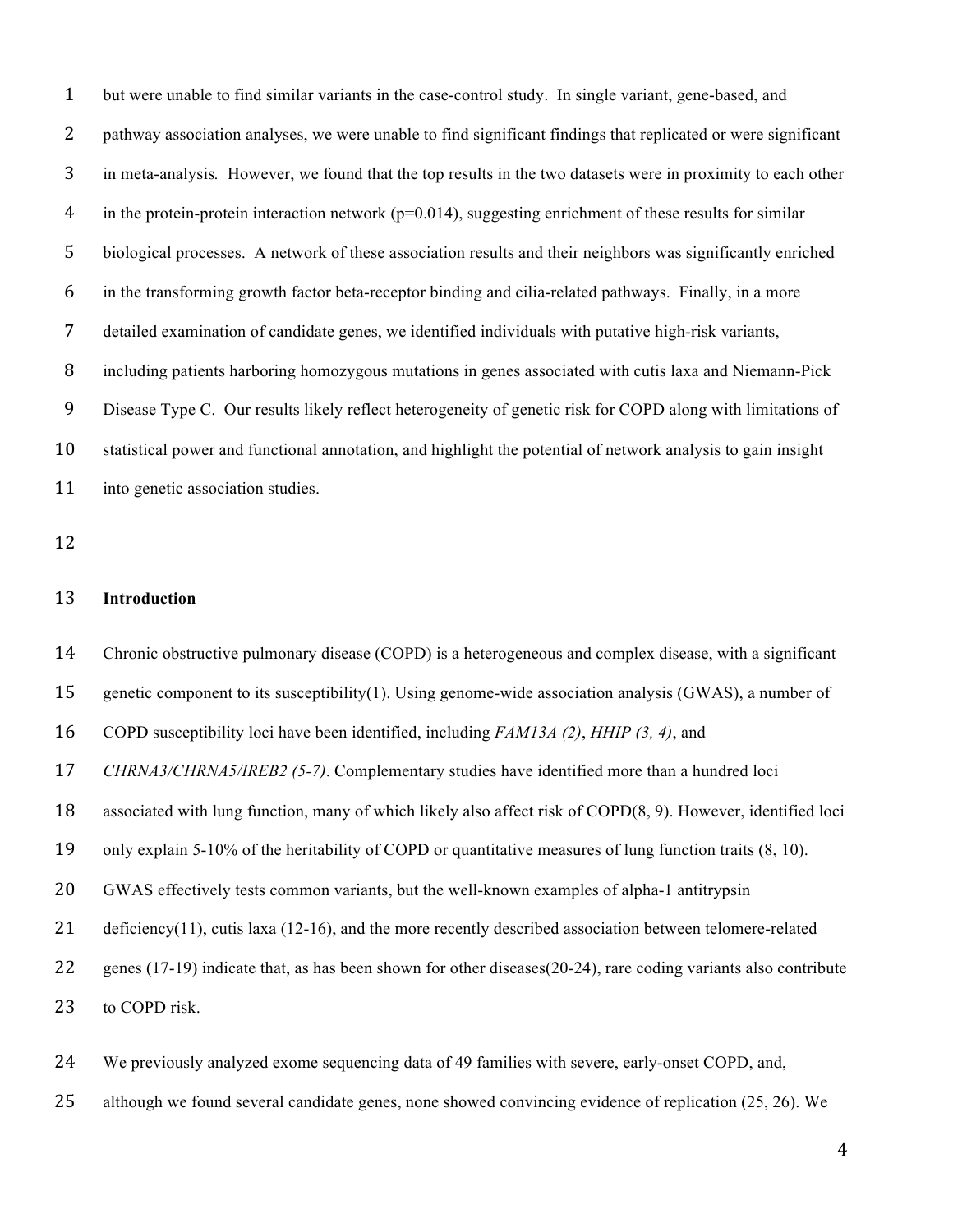but were unable to find similar variants in the case-control study. In single variant, gene-based, and pathway association analyses, we were unable to find significant findings that replicated or were significant in meta-analysis. However, we found that the top results in the two datasets were in proximity to each other in the protein-protein interaction network (p=0.014), suggesting enrichment of these results for similar biological processes. A network of these association results and their neighbors was significantly enriched in the transforming growth factor beta-receptor binding and cilia-related pathways. Finally, in a more detailed examination of candidate genes, we identified individuals with putative high-risk variants, including patients harboring homozygous mutations in genes associated with cutis laxa and Niemann-Pick Disease Type C. Our results likely reflect heterogeneity of genetic risk for COPD along with limitations of statistical power and functional annotation, and highlight the potential of network analysis to gain insight into genetic association studies.

## Introduction

Chronic obstructive pulmonary disease (COPD) is a heterogeneous and complex disease, with a significant genetic component to its susceptibility(1). Using genome-wide association analysis (GWAS), a number of COPD susceptibility loci have been identified, including *FAM13A (2)*, *HHIP (3, 4)*, and *CHRNA3/CHRNA5/IREB2 (5-7)*. Complementary studies have identified more than a hundred loci associated with lung function, many of which likely also affect risk of COPD(8, 9). However, identified loci only explain 5-10% of the heritability of COPD or quantitative measures of lung function traits (8, 10). GWAS effectively tests common variants, but the well-known examples of alpha-1 antitrypsin deficiency(11), cutis laxa (12-16), and the more recently described association between telomere-related genes (17-19) indicate that, as has been shown for other diseases(20-24), rare coding variants also contribute to COPD risk.

We previously analyzed exome sequencing data of 49 families with severe, early-onset COPD, and, although we found several candidate genes, none showed convincing evidence of replication (25, 26). We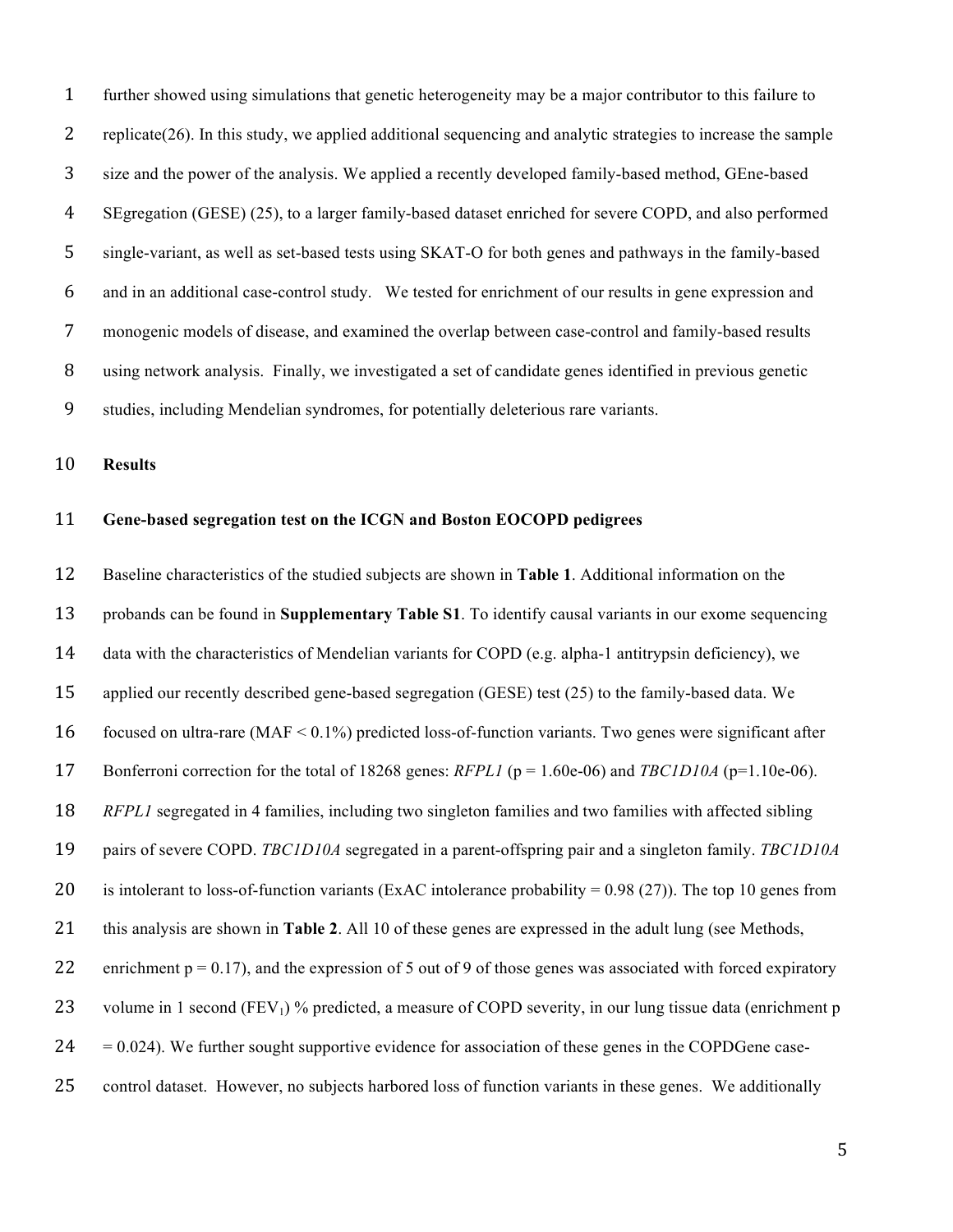further showed using simulations that genetic heterogeneity may be a major contributor to this failure to replicate(26). In this study, we applied additional sequencing and analytic strategies to increase the sample size and the power of the analysis. We applied a recently developed family-based method, GEne-based SEgregation (GESE) (25), to a larger family-based dataset enriched for severe COPD, and also performed single-variant, as well as set-based tests using SKAT-O for both genes and pathways in the family-based and in an additional case-control study. We tested for enrichment of our results in gene expression and monogenic models of disease, and examined the overlap between case-control and family-based results using network analysis. Finally, we investigated a set of candidate genes identified in previous genetic studies, including Mendelian syndromes, for potentially deleterious rare variants.

## Results

### Gene-based segregation test on the ICGN and Boston EOCOPD pedigrees

Baseline characteristics of the studied subjects are shown in **Table 1**. Additional information on the probands can be found in **Supplementary Table S1**. To identify causal variants in our exome sequencing data with the characteristics of Mendelian variants for COPD (e.g. alpha-1 antitrypsin deficiency), we applied our recently described gene-based segregation (GESE) test (25) to the family-based data. We focused on ultra-rare (MAF < 0.1%) predicted loss-of-function variants. Two genes were significant after Bonferroni correction for the total of 18268 genes: *RFPL1* (p = 1.60e-06) and *TBC1D10A* (p=1.10e-06). *RFPL1* segregated in 4 families, including two singleton families and two families with affected sibling pairs of severe COPD. *TBC1D10A* segregated in a parent-offspring pair and a singleton family. *TBC1D10A* is intolerant to loss-of-function variants (ExAC intolerance probability = 0.98 (27)). The top 10 genes from this analysis are shown in **Table 2**. All 10 of these genes are expressed in the adult lung (see Methods, enrichment p = 0.17), and the expression of 5 out of 9 of those genes was associated with forced expiratory volume in 1 second ($FEV_1$) % predicted, a measure of COPD severity, in our lung tissue data (enrichment p = 0.024). We further sought supportive evidence for association of these genes in the COPDGene case-control dataset. However, no subjects harbored loss of function variants in these genes. We additionally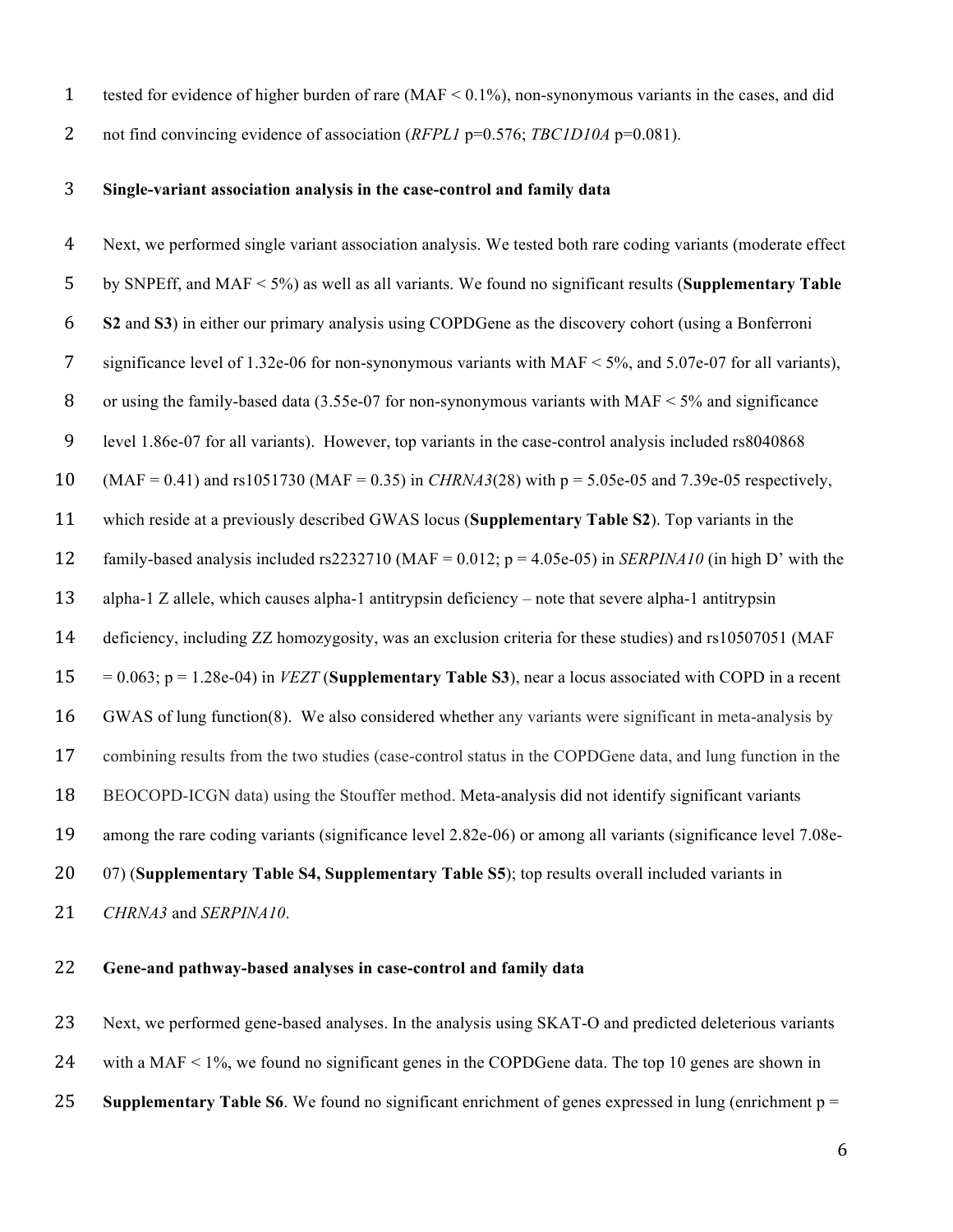tested for evidence of higher burden of rare (MAF < 0.1%), non-synonymous variants in the cases, and did not find convincing evidence of association (*RFPL1* p=0.576; *TBC1D10A* p=0.081).

**Single-variant association analysis in the case-control and family data**

Next, we performed single variant association analysis. We tested both rare coding variants (moderate effect by SNPEff, and MAF < 5%) as well as all variants. We found no significant results (**Supplementary Table S2** and **S3**) in either our primary analysis using COPDGene as the discovery cohort (using a Bonferroni significance level of 1.32e-06 for non-synonymous variants with MAF < 5%, and 5.07e-07 for all variants), or using the family-based data (3.55e-07 for non-synonymous variants with MAF < 5% and significance level 1.86e-07 for all variants). However, top variants in the case-control analysis included rs8040868 (MAF = 0.41) and rs1051730 (MAF = 0.35) in *CHRNA3*(28) with p = 5.05e-05 and 7.39e-05 respectively, which reside at a previously described GWAS locus (**Supplementary Table S2**). Top variants in the family-based analysis included rs2232710 (MAF = 0.012; p = 4.05e-05) in *SERPINA10* (in high D' with the alpha-1 Z allele, which causes alpha-1 antitrypsin deficiency – note that severe alpha-1 antitrypsin deficiency, including ZZ homozygosity, was an exclusion criteria for these studies) and rs10507051 (MAF = 0.063; p = 1.28e-04) in *VEZT* (**Supplementary Table S3**), near a locus associated with COPD in a recent GWAS of lung function(8). We also considered whether any variants were significant in meta-analysis by combining results from the two studies (case-control status in the COPDGene data, and lung function in the BEOCOPD-ICGN data) using the Stouffer method. Meta-analysis did not identify significant variants among the rare coding variants (significance level 2.82e-06) or among all variants (significance level 7.08e-07) (**Supplementary Table S4, Supplementary Table S5**); top results overall included variants in *CHRNA3* and *SERPINA10*.

**Gene-and pathway-based analyses in case-control and family data**

Next, we performed gene-based analyses. In the analysis using SKAT-O and predicted deleterious variants with a MAF < 1%, we found no significant genes in the COPDGene data. The top 10 genes are shown in **Supplementary Table S6**. We found no significant enrichment of genes expressed in lung (enrichment p =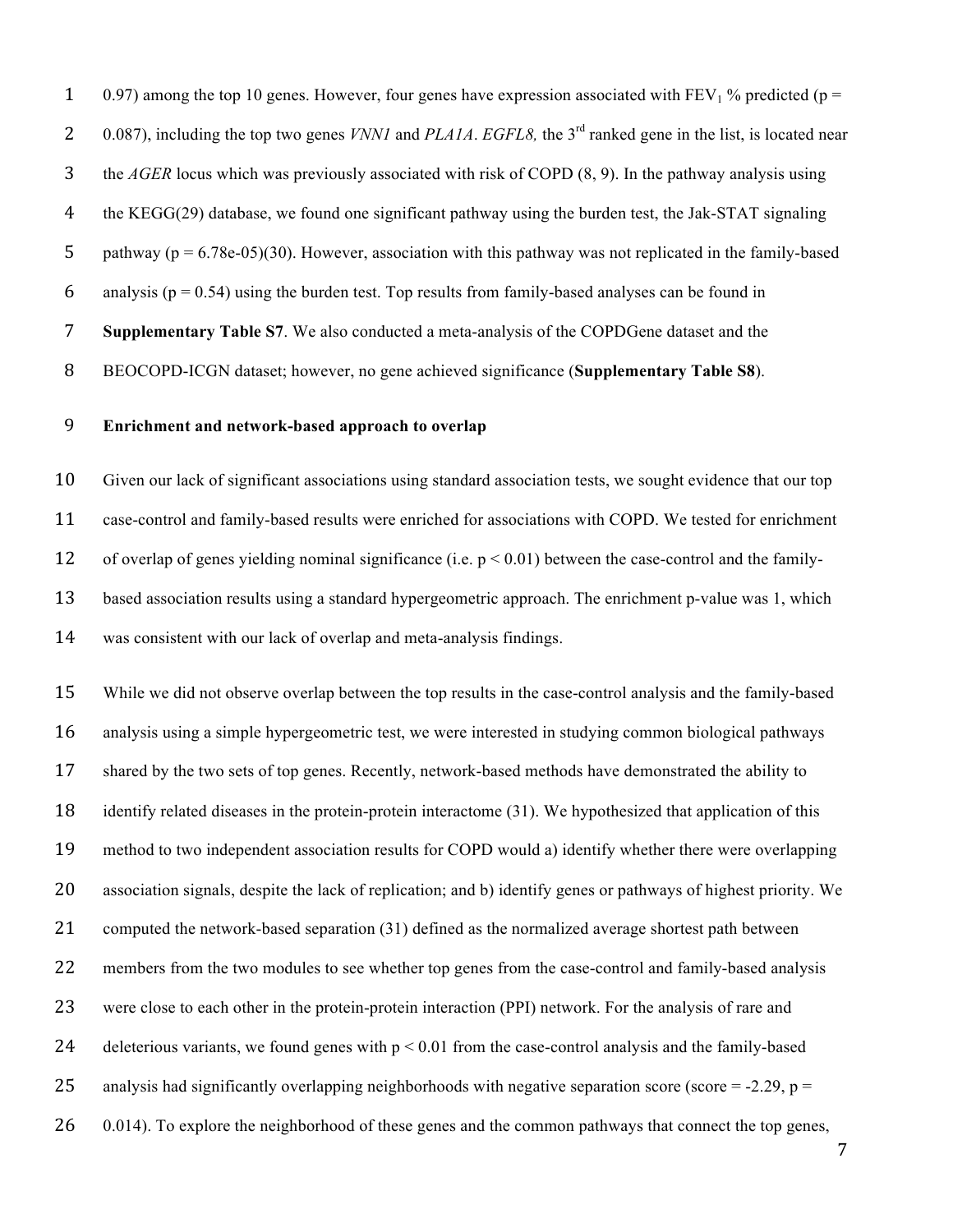0.97) among the top 10 genes. However, four genes have expression associated with $FEV_1$ % predicted ($p$ = 0.087), including the top two genes *VNN1* and *PLA1A*. *EGFL8,* the 3rd ranked gene in the list, is located near the *AGER* locus which was previously associated with risk of COPD (8, 9). In the pathway analysis using the KEGG(29) database, we found one significant pathway using the burden test, the Jak-STAT signaling pathway ($p$ = 6.78e-05)(30). However, association with this pathway was not replicated in the family-based analysis ($p$ = 0.54) using the burden test. Top results from family-based analyses can be found in **Supplementary Table S7**. We also conducted a meta-analysis of the COPDGene dataset and the BEOCOPD-ICGN dataset; however, no gene achieved significance (**Supplementary Table S8**).

**Enrichment and network-based approach to overlap**

Given our lack of significant associations using standard association tests, we sought evidence that our top case-control and family-based results were enriched for associations with COPD. We tested for enrichment of overlap of genes yielding nominal significance (i.e. $p < 0.01$) between the case-control and the family-based association results using a standard hypergeometric approach. The enrichment p-value was 1, which was consistent with our lack of overlap and meta-analysis findings.

While we did not observe overlap between the top results in the case-control analysis and the family-based analysis using a simple hypergeometric test, we were interested in studying common biological pathways shared by the two sets of top genes. Recently, network-based methods have demonstrated the ability to identify related diseases in the protein-protein interactome (31). We hypothesized that application of this method to two independent association results for COPD would a) identify whether there were overlapping association signals, despite the lack of replication; and b) identify genes or pathways of highest priority. We computed the network-based separation (31) defined as the normalized average shortest path between members from the two modules to see whether top genes from the case-control and family-based analysis were close to each other in the protein-protein interaction (PPI) network. For the analysis of rare and deleterious variants, we found genes with $p < 0.01$ from the case-control analysis and the family-based analysis had significantly overlapping neighborhoods with negative separation score (score = -2.29, $p$ = 0.014). To explore the neighborhood of these genes and the common pathways that connect the top genes,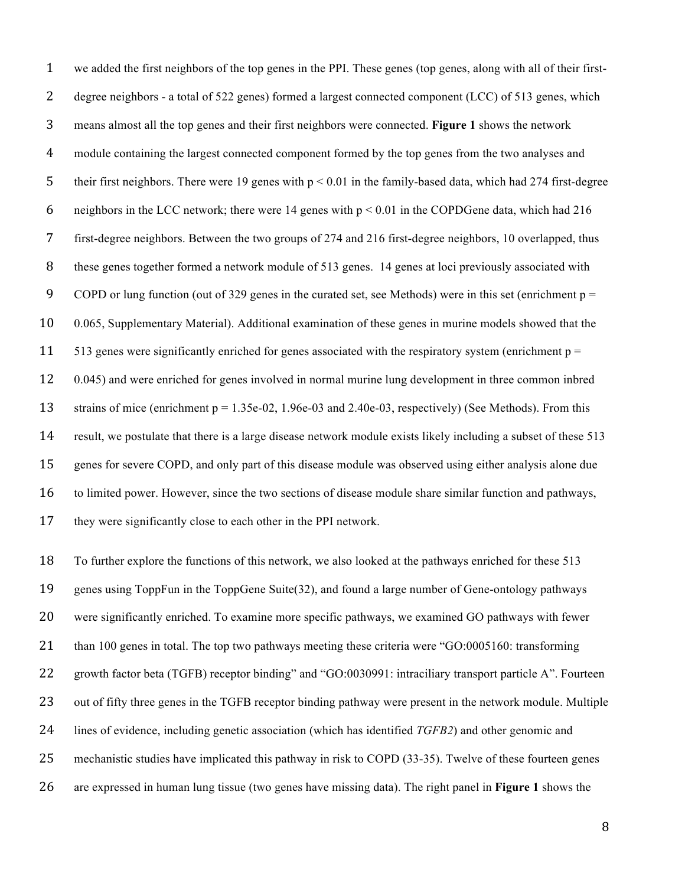we added the first neighbors of the top genes in the PPI. These genes (top genes, along with all of their first-degree neighbors - a total of 522 genes) formed a largest connected component (LCC) of 513 genes, which means almost all the top genes and their first neighbors were connected. **Figure 1** shows the network module containing the largest connected component formed by the top genes from the two analyses and their first neighbors. There were 19 genes with $p < 0.01$ in the family-based data, which had 274 first-degree neighbors in the LCC network; there were 14 genes with $p < 0.01$ in the COPDGene data, which had 216 first-degree neighbors. Between the two groups of 274 and 216 first-degree neighbors, 10 overlapped, thus these genes together formed a network module of 513 genes. 14 genes at loci previously associated with COPD or lung function (out of 329 genes in the curated set, see Methods) were in this set (enrichment $p = 0.065$, Supplementary Material). Additional examination of these genes in murine models showed that the 513 genes were significantly enriched for genes associated with the respiratory system (enrichment $p = 0.045$) and were enriched for genes involved in normal murine lung development in three common inbred strains of mice (enrichment p = 1.35e-02, 1.96e-03 and 2.40e-03, respectively) (See Methods). From this result, we postulate that there is a large disease network module exists likely including a subset of these 513 genes for severe COPD, and only part of this disease module was observed using either analysis alone due to limited power. However, since the two sections of disease module share similar function and pathways, they were significantly close to each other in the PPI network.

To further explore the functions of this network, we also looked at the pathways enriched for these 513 genes using ToppFun in the ToppGene Suite(32), and found a large number of Gene-ontology pathways were significantly enriched. To examine more specific pathways, we examined GO pathways with fewer than 100 genes in total. The top two pathways meeting these criteria were "GO:0005160: transforming growth factor beta (TGFB) receptor binding" and "GO:0030991: intraciliary transport particle A". Fourteen out of fifty three genes in the TGFB receptor binding pathway were present in the network module. Multiple lines of evidence, including genetic association (which has identified *TGFB2*) and other genomic and mechanistic studies have implicated this pathway in risk to COPD (33-35). Twelve of these fourteen genes are expressed in human lung tissue (two genes have missing data). The right panel in **Figure 1** shows the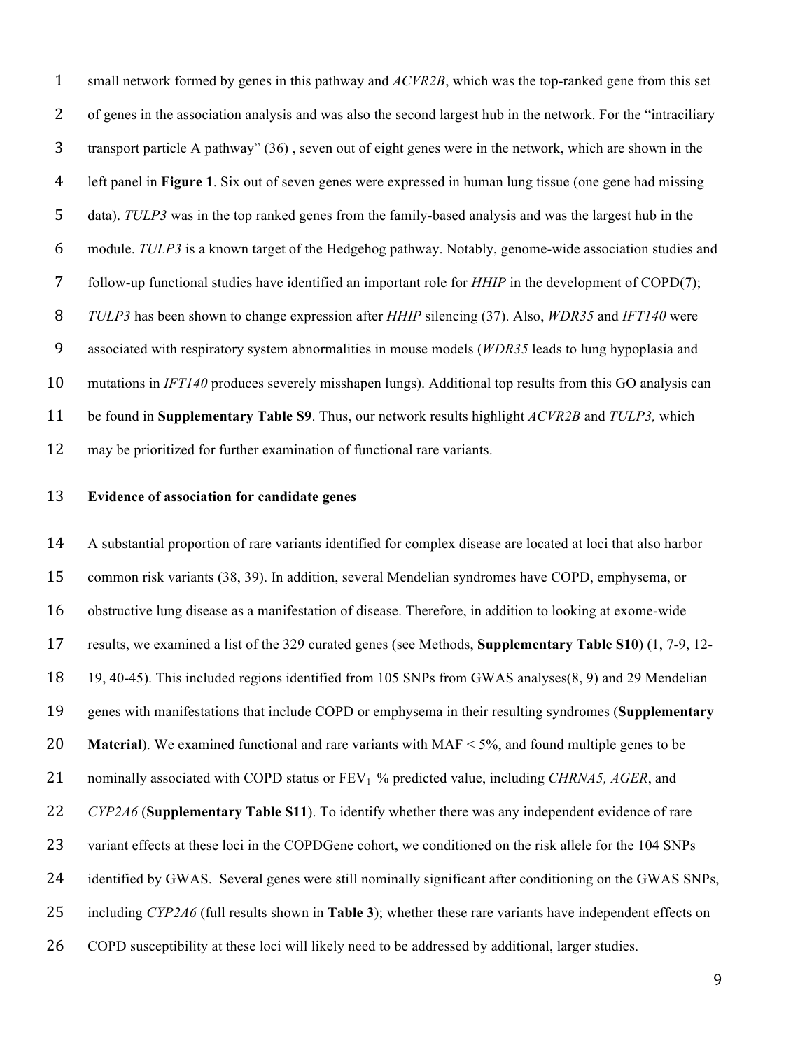small network formed by genes in this pathway and *ACVR2B*, which was the top-ranked gene from this set of genes in the association analysis and was also the second largest hub in the network. For the "intraciliary transport particle A pathway" (36) , seven out of eight genes were in the network, which are shown in the left panel in **Figure 1**. Six out of seven genes were expressed in human lung tissue (one gene had missing data). *TULP3* was in the top ranked genes from the family-based analysis and was the largest hub in the module. *TULP3* is a known target of the Hedgehog pathway. Notably, genome-wide association studies and follow-up functional studies have identified an important role for *HHIP* in the development of COPD(7); *TULP3* has been shown to change expression after *HHIP* silencing (37). Also, *WDR35* and *IFT140* were associated with respiratory system abnormalities in mouse models (*WDR35* leads to lung hypoplasia and mutations in *IFT140* produces severely misshapen lungs). Additional top results from this GO analysis can be found in **Supplementary Table S9**. Thus, our network results highlight *ACVR2B* and *TULP3,* which may be prioritized for further examination of functional rare variants.

**Evidence of association for candidate genes**

A substantial proportion of rare variants identified for complex disease are located at loci that also harbor common risk variants (38, 39). In addition, several Mendelian syndromes have COPD, emphysema, or obstructive lung disease as a manifestation of disease. Therefore, in addition to looking at exome-wide results, we examined a list of the 329 curated genes (see Methods, **Supplementary Table S10**) (1, 7-9, 12-19, 40-45). This included regions identified from 105 SNPs from GWAS analyses(8, 9) and 29 Mendelian genes with manifestations that include COPD or emphysema in their resulting syndromes (**Supplementary Material**). We examined functional and rare variants with MAF < 5%, and found multiple genes to be nominally associated with COPD status or $FEV_1$ % predicted value, including *CHRNA5, AGER*, and *CYP2A6* (**Supplementary Table S11**). To identify whether there was any independent evidence of rare variant effects at these loci in the COPDGene cohort, we conditioned on the risk allele for the 104 SNPs identified by GWAS. Several genes were still nominally significant after conditioning on the GWAS SNPs, including *CYP2A6* (full results shown in **Table 3**); whether these rare variants have independent effects on COPD susceptibility at these loci will likely need to be addressed by additional, larger studies.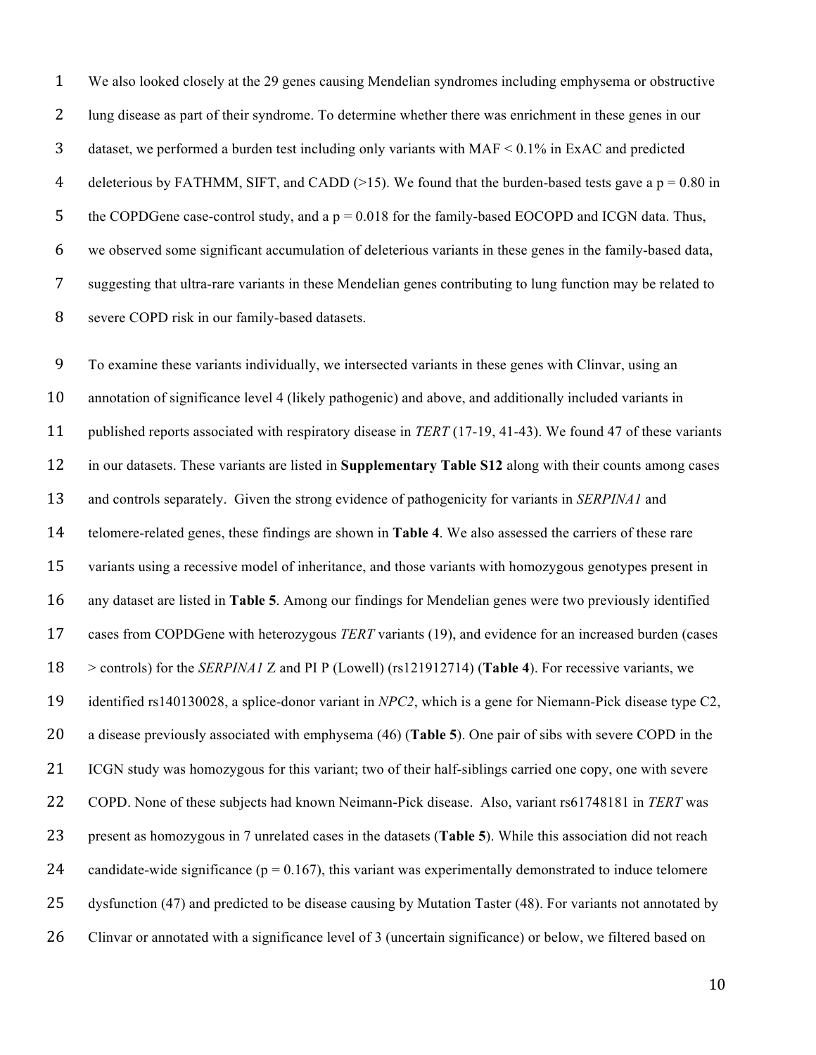We also looked closely at the 29 genes causing Mendelian syndromes including emphysema or obstructive lung disease as part of their syndrome. To determine whether there was enrichment in these genes in our dataset, we performed a burden test including only variants with MAF < 0.1% in ExAC and predicted deleterious by FATHMM, SIFT, and CADD (>15). We found that the burden-based tests gave a $p = 0.80$ in the COPDGene case-control study, and a $p = 0.018$ for the family-based EOCOPD and ICGN data. Thus, we observed some significant accumulation of deleterious variants in these genes in the family-based data, suggesting that ultra-rare variants in these Mendelian genes contributing to lung function may be related to severe COPD risk in our family-based datasets.

To examine these variants individually, we intersected variants in these genes with Clinvar, using an annotation of significance level 4 (likely pathogenic) and above, and additionally included variants in published reports associated with respiratory disease in *TERT* (17-19, 41-43). We found 47 of these variants in our datasets. These variants are listed in **Supplementary Table S12** along with their counts among cases and controls separately. Given the strong evidence of pathogenicity for variants in *SERPINA1* and telomere-related genes, these findings are shown in **Table 4**. We also assessed the carriers of these rare variants using a recessive model of inheritance, and those variants with homozygous genotypes present in any dataset are listed in **Table 5**. Among our findings for Mendelian genes were two previously identified cases from COPDGene with heterozygous *TERT* variants (19), and evidence for an increased burden (cases > controls) for the *SERPINA1* Z and PI P (Lowell) (rs121912714) (**Table 4**). For recessive variants, we identified rs140130028, a splice-donor variant in *NPC2*, which is a gene for Niemann-Pick disease type C2, a disease previously associated with emphysema (46) (**Table 5**). One pair of sibs with severe COPD in the ICGN study was homozygous for this variant; two of their half-siblings carried one copy, one with severe COPD. None of these subjects had known Neimann-Pick disease. Also, variant rs61748181 in *TERT* was present as homozygous in 7 unrelated cases in the datasets (**Table 5**). While this association did not reach candidate-wide significance ($p = 0.167$), this variant was experimentally demonstrated to induce telomere dysfunction (47) and predicted to be disease causing by Mutation Taster (48). For variants not annotated by Clinvar or annotated with a significance level of 3 (uncertain significance) or below, we filtered based on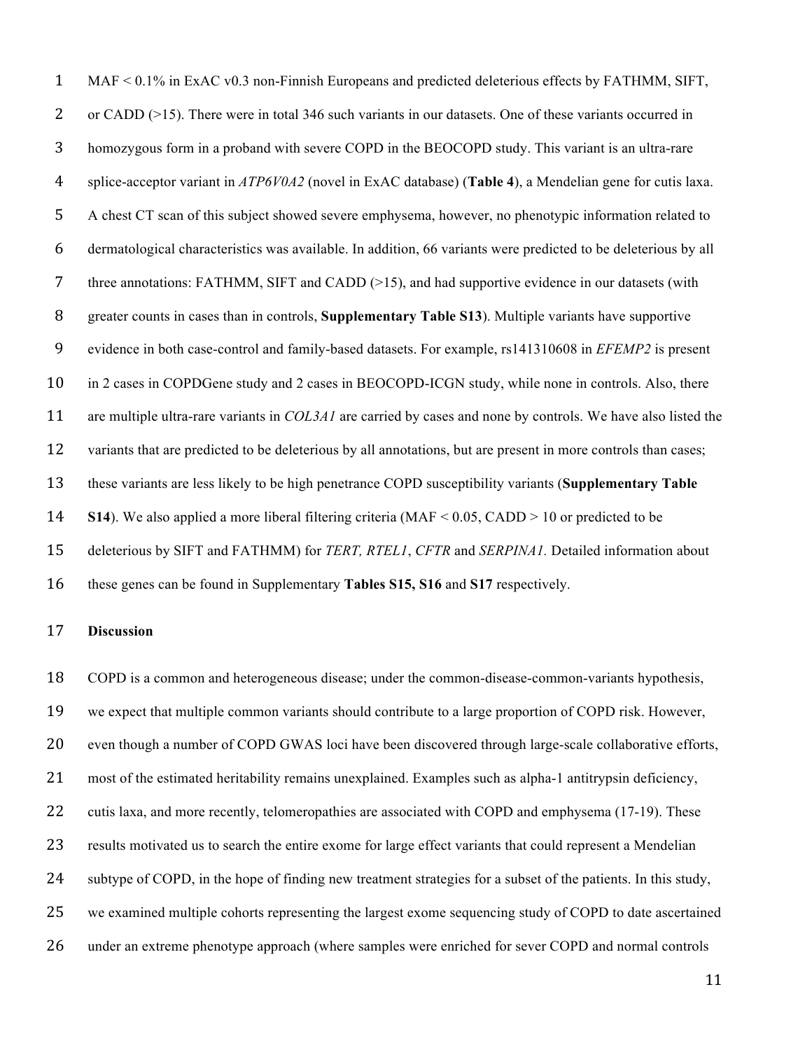MAF < 0.1% in ExAC v0.3 non-Finnish Europeans and predicted deleterious effects by FATHMM, SIFT, or CADD (>15). There were in total 346 such variants in our datasets. One of these variants occurred in homozygous form in a proband with severe COPD in the BEOCOPD study. This variant is an ultra-rare splice-acceptor variant in *ATP6V0A2* (novel in ExAC database) (**Table 4**), a Mendelian gene for cutis laxa. A chest CT scan of this subject showed severe emphysema, however, no phenotypic information related to dermatological characteristics was available. In addition, 66 variants were predicted to be deleterious by all three annotations: FATHMM, SIFT and CADD (>15), and had supportive evidence in our datasets (with greater counts in cases than in controls, **Supplementary Table S13**). Multiple variants have supportive evidence in both case-control and family-based datasets. For example, rs141310608 in *EFEMP2* is present in 2 cases in COPDGene study and 2 cases in BEOCOPD-ICGN study, while none in controls. Also, there are multiple ultra-rare variants in *COL3A1* are carried by cases and none by controls. We have also listed the variants that are predicted to be deleterious by all annotations, but are present in more controls than cases; these variants are less likely to be high penetrance COPD susceptibility variants (**Supplementary Table S14**). We also applied a more liberal filtering criteria (MAF < 0.05, CADD > 10 or predicted to be deleterious by SIFT and FATHMM) for *TERT, RTEL1*, *CFTR* and *SERPINA1.* Detailed information about these genes can be found in Supplementary **Tables S15, S16** and **S17** respectively.

## Discussion

COPD is a common and heterogeneous disease; under the common-disease-common-variants hypothesis, we expect that multiple common variants should contribute to a large proportion of COPD risk. However, even though a number of COPD GWAS loci have been discovered through large-scale collaborative efforts, most of the estimated heritability remains unexplained. Examples such as alpha-1 antitrypsin deficiency, cutis laxa, and more recently, telomeropathies are associated with COPD and emphysema (17-19). These results motivated us to search the entire exome for large effect variants that could represent a Mendelian subtype of COPD, in the hope of finding new treatment strategies for a subset of the patients. In this study, we examined multiple cohorts representing the largest exome sequencing study of COPD to date ascertained under an extreme phenotype approach (where samples were enriched for sever COPD and normal controls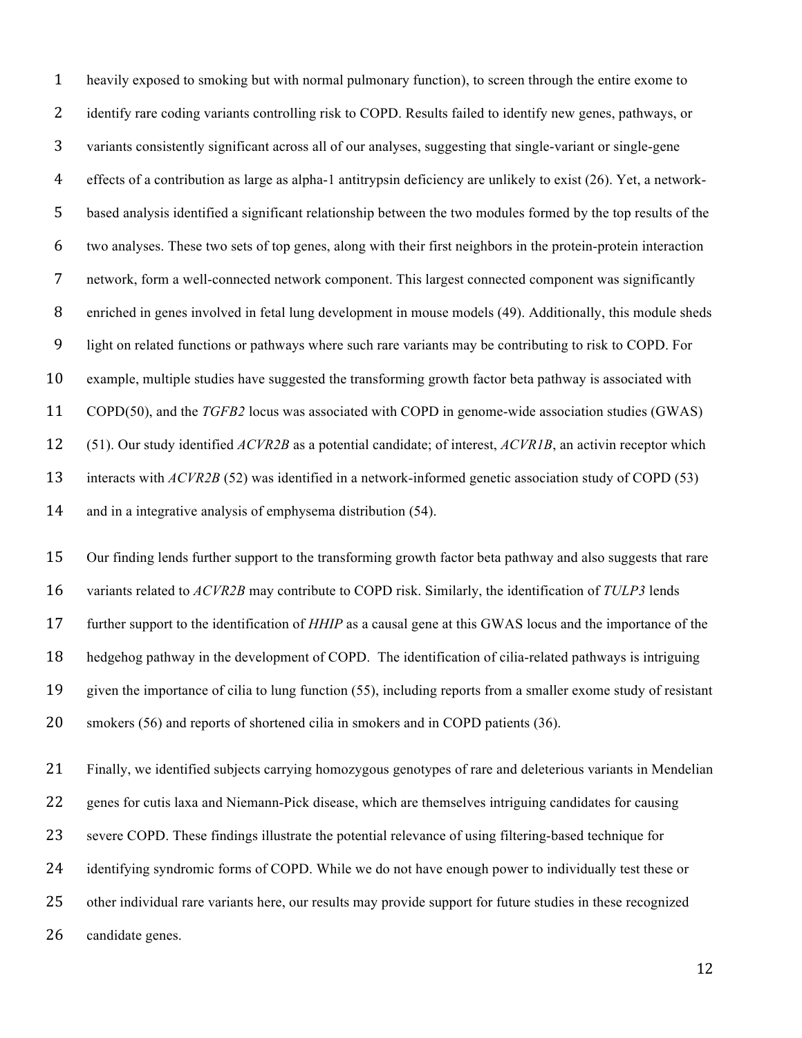heavily exposed to smoking but with normal pulmonary function), to screen through the entire exome to identify rare coding variants controlling risk to COPD. Results failed to identify new genes, pathways, or variants consistently significant across all of our analyses, suggesting that single-variant or single-gene effects of a contribution as large as alpha-1 antitrypsin deficiency are unlikely to exist (26). Yet, a network-based analysis identified a significant relationship between the two modules formed by the top results of the two analyses. These two sets of top genes, along with their first neighbors in the protein-protein interaction network, form a well-connected network component. This largest connected component was significantly enriched in genes involved in fetal lung development in mouse models (49). Additionally, this module sheds light on related functions or pathways where such rare variants may be contributing to risk to COPD. For example, multiple studies have suggested the transforming growth factor beta pathway is associated with COPD(50), and the *TGFB2* locus was associated with COPD in genome-wide association studies (GWAS) (51). Our study identified *ACVR2B* as a potential candidate; of interest, *ACVR1B*, an activin receptor which interacts with *ACVR2B* (52) was identified in a network-informed genetic association study of COPD (53) and in a integrative analysis of emphysema distribution (54).

Our finding lends further support to the transforming growth factor beta pathway and also suggests that rare variants related to *ACVR2B* may contribute to COPD risk. Similarly, the identification of *TULP3* lends further support to the identification of *HHIP* as a causal gene at this GWAS locus and the importance of the hedgehog pathway in the development of COPD. The identification of cilia-related pathways is intriguing given the importance of cilia to lung function (55), including reports from a smaller exome study of resistant smokers (56) and reports of shortened cilia in smokers and in COPD patients (36).

Finally, we identified subjects carrying homozygous genotypes of rare and deleterious variants in Mendelian genes for cutis laxa and Niemann-Pick disease, which are themselves intriguing candidates for causing severe COPD. These findings illustrate the potential relevance of using filtering-based technique for identifying syndromic forms of COPD. While we do not have enough power to individually test these or other individual rare variants here, our results may provide support for future studies in these recognized candidate genes.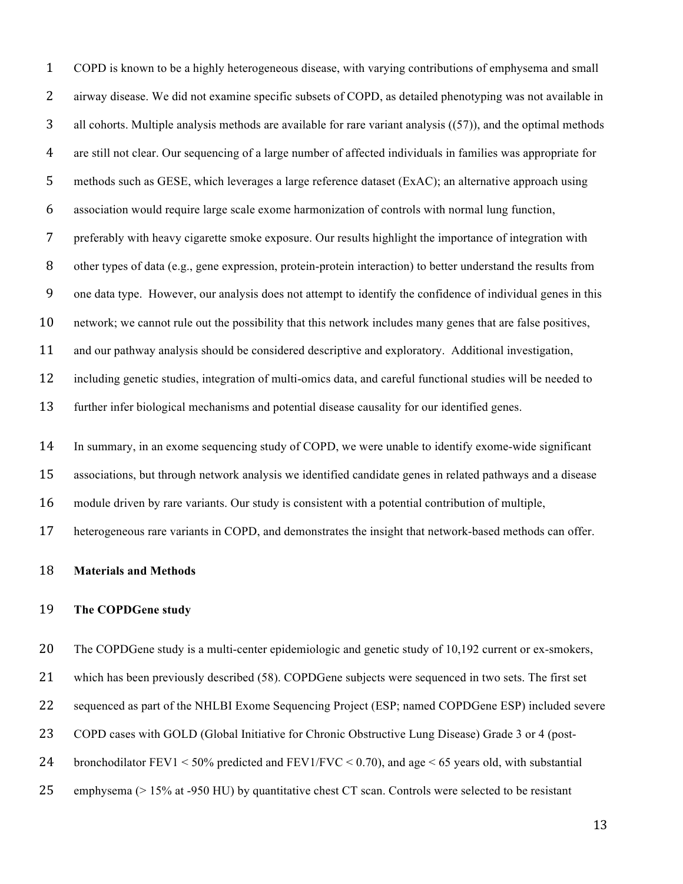COPD is known to be a highly heterogeneous disease, with varying contributions of emphysema and small airway disease. We did not examine specific subsets of COPD, as detailed phenotyping was not available in all cohorts. Multiple analysis methods are available for rare variant analysis ((57)), and the optimal methods are still not clear. Our sequencing of a large number of affected individuals in families was appropriate for methods such as GESE, which leverages a large reference dataset (ExAC); an alternative approach using association would require large scale exome harmonization of controls with normal lung function, preferably with heavy cigarette smoke exposure. Our results highlight the importance of integration with other types of data (e.g., gene expression, protein-protein interaction) to better understand the results from one data type. However, our analysis does not attempt to identify the confidence of individual genes in this network; we cannot rule out the possibility that this network includes many genes that are false positives, and our pathway analysis should be considered descriptive and exploratory. Additional investigation, including genetic studies, integration of multi-omics data, and careful functional studies will be needed to further infer biological mechanisms and potential disease causality for our identified genes.

In summary, in an exome sequencing study of COPD, we were unable to identify exome-wide significant associations, but through network analysis we identified candidate genes in related pathways and a disease module driven by rare variants. Our study is consistent with a potential contribution of multiple, heterogeneous rare variants in COPD, and demonstrates the insight that network-based methods can offer.

## Materials and Methods

### The COPDGene study

The COPDGene study is a multi-center epidemiologic and genetic study of 10,192 current or ex-smokers, which has been previously described (58). COPDGene subjects were sequenced in two sets. The first set sequenced as part of the NHLBI Exome Sequencing Project (ESP; named COPDGene ESP) included severe COPD cases with GOLD (Global Initiative for Chronic Obstructive Lung Disease) Grade 3 or 4 (post-bronchodilator $FEV_1 < 50\%$ predicted and $FEV_1/FVC < 0.70$), and age < 65 years old, with substantial emphysema (> 15% at -950 HU) by quantitative chest CT scan. Controls were selected to be resistant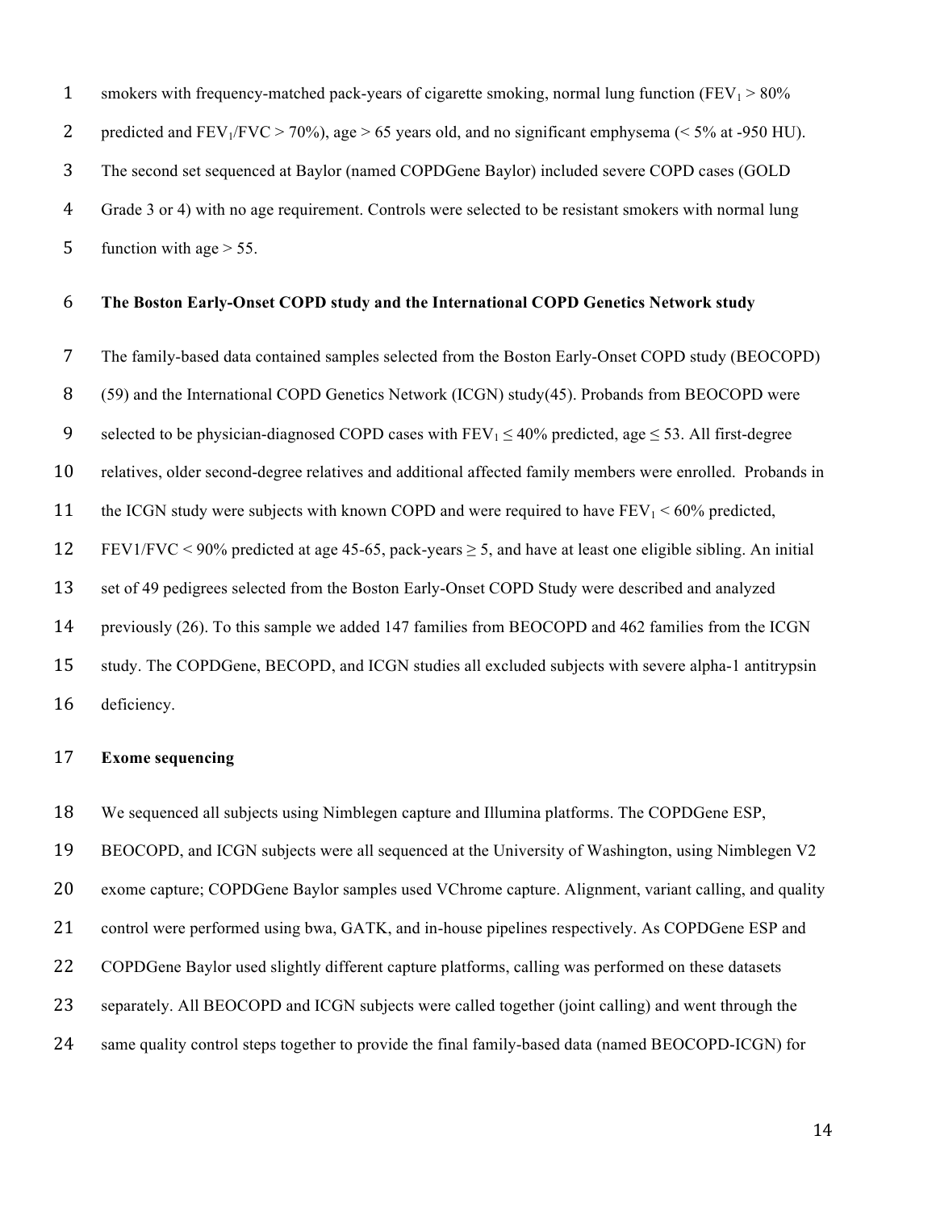smokers with frequency-matched pack-years of cigarette smoking, normal lung function ($FEV_1 > 80\%$ predicted and $FEV_1/FVC > 70\%$), age > 65 years old, and no significant emphysema (< 5% at -950 HU). The second set sequenced at Baylor (named COPDGene Baylor) included severe COPD cases (GOLD Grade 3 or 4) with no age requirement. Controls were selected to be resistant smokers with normal lung function with age > 55.

**The Boston Early-Onset COPD study and the International COPD Genetics Network study**

The family-based data contained samples selected from the Boston Early-Onset COPD study (BEOCOPD) (59) and the International COPD Genetics Network (ICGN) study(45). Probands from BEOCOPD were selected to be physician-diagnosed COPD cases with $FEV_1 \leq 40\%$ predicted, age ≤ 53. All first-degree relatives, older second-degree relatives and additional affected family members were enrolled. Probands in the ICGN study were subjects with known COPD and were required to have $FEV_1 < 60\%$ predicted, FEV1/FVC < 90% predicted at age 45-65, pack-years ≥ 5, and have at least one eligible sibling. An initial set of 49 pedigrees selected from the Boston Early-Onset COPD Study were described and analyzed previously (26). To this sample we added 147 families from BEOCOPD and 462 families from the ICGN study. The COPDGene, BECOPD, and ICGN studies all excluded subjects with severe alpha-1 antitrypsin deficiency.

**Exome sequencing**

We sequenced all subjects using Nimblegen capture and Illumina platforms. The COPDGene ESP, BEOCOPD, and ICGN subjects were all sequenced at the University of Washington, using Nimblegen V2 exome capture; COPDGene Baylor samples used VChrome capture. Alignment, variant calling, and quality control were performed using bwa, GATK, and in-house pipelines respectively. As COPDGene ESP and COPDGene Baylor used slightly different capture platforms, calling was performed on these datasets separately. All BEOCOPD and ICGN subjects were called together (joint calling) and went through the same quality control steps together to provide the final family-based data (named BEOCOPD-ICGN) for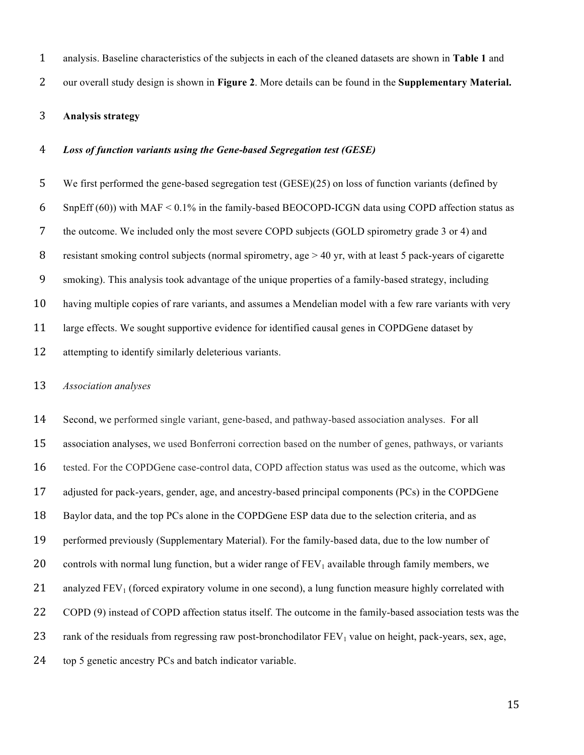analysis. Baseline characteristics of the subjects in each of the cleaned datasets are shown in **Table 1** and our overall study design is shown in **Figure 2**. More details can be found in the **Supplementary Material.**

**Analysis strategy**

***Loss of function variants using the Gene-based Segregation test (GESE)***

We first performed the gene-based segregation test (GESE)(25) on loss of function variants (defined by SnpEff (60)) with MAF < 0.1% in the family-based BEOCOPD-ICGN data using COPD affection status as the outcome. We included only the most severe COPD subjects (GOLD spirometry grade 3 or 4) and resistant smoking control subjects (normal spirometry, age > 40 yr, with at least 5 pack-years of cigarette smoking). This analysis took advantage of the unique properties of a family-based strategy, including having multiple copies of rare variants, and assumes a Mendelian model with a few rare variants with very large effects. We sought supportive evidence for identified causal genes in COPDGene dataset by attempting to identify similarly deleterious variants.

*Association analyses*

Second, we performed single variant, gene-based, and pathway-based association analyses. For all association analyses, we used Bonferroni correction based on the number of genes, pathways, or variants tested. For the COPDGene case-control data, COPD affection status was used as the outcome, which was adjusted for pack-years, gender, age, and ancestry-based principal components (PCs) in the COPDGene Baylor data, and the top PCs alone in the COPDGene ESP data due to the selection criteria, and as performed previously (Supplementary Material). For the family-based data, due to the low number of controls with normal lung function, but a wider range of $FEV_1$ available through family members, we analyzed $FEV_1$ (forced expiratory volume in one second), a lung function measure highly correlated with COPD (9) instead of COPD affection status itself. The outcome in the family-based association tests was the rank of the residuals from regressing raw post-bronchodilator $FEV_1$ value on height, pack-years, sex, age, top 5 genetic ancestry PCs and batch indicator variable.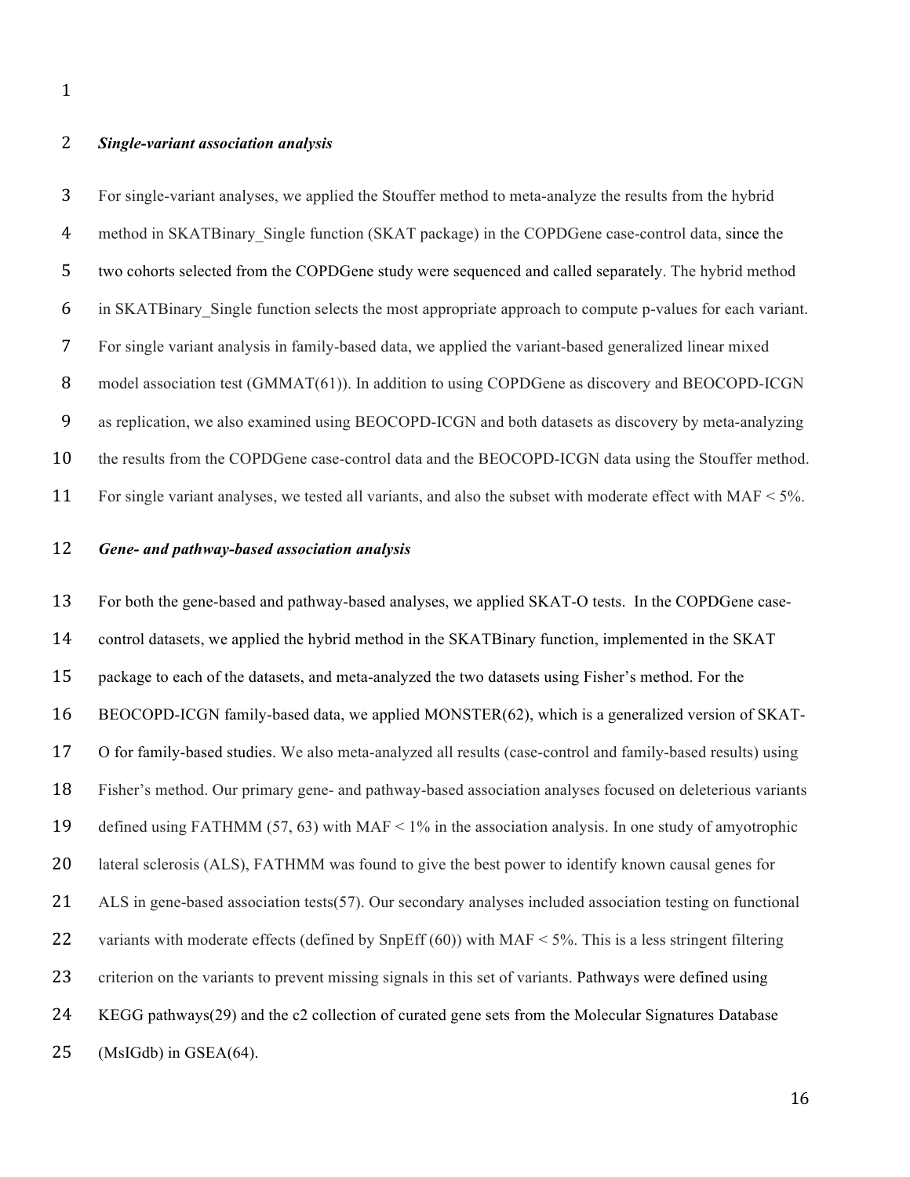### *Single-variant association analysis*

For single-variant analyses, we applied the Stouffer method to meta-analyze the results from the hybrid method in SKATBinary_Single function (SKAT package) in the COPDGene case-control data, since the two cohorts selected from the COPDGene study were sequenced and called separately. The hybrid method in SKATBinary_Single function selects the most appropriate approach to compute p-values for each variant. For single variant analysis in family-based data, we applied the variant-based generalized linear mixed model association test (GMMAT(61)). In addition to using COPDGene as discovery and BEOCOPD-ICGN as replication, we also examined using BEOCOPD-ICGN and both datasets as discovery by meta-analyzing the results from the COPDGene case-control data and the BEOCOPD-ICGN data using the Stouffer method. For single variant analyses, we tested all variants, and also the subset with moderate effect with MAF < 5%.

### *Gene- and pathway-based association analysis*

For both the gene-based and pathway-based analyses, we applied SKAT-O tests. In the COPDGene case-control datasets, we applied the hybrid method in the SKATBinary function, implemented in the SKAT package to each of the datasets, and meta-analyzed the two datasets using Fisher's method. For the BEOCOPD-ICGN family-based data, we applied MONSTER(62), which is a generalized version of SKAT-O for family-based studies. We also meta-analyzed all results (case-control and family-based results) using Fisher's method. Our primary gene- and pathway-based association analyses focused on deleterious variants defined using FATHMM (57, 63) with MAF < 1% in the association analysis. In one study of amyotrophic lateral sclerosis (ALS), FATHMM was found to give the best power to identify known causal genes for ALS in gene-based association tests(57). Our secondary analyses included association testing on functional variants with moderate effects (defined by SnpEff (60)) with MAF < 5%. This is a less stringent filtering criterion on the variants to prevent missing signals in this set of variants. Pathways were defined using KEGG pathways(29) and the c2 collection of curated gene sets from the Molecular Signatures Database (MsIGdb) in GSEA(64).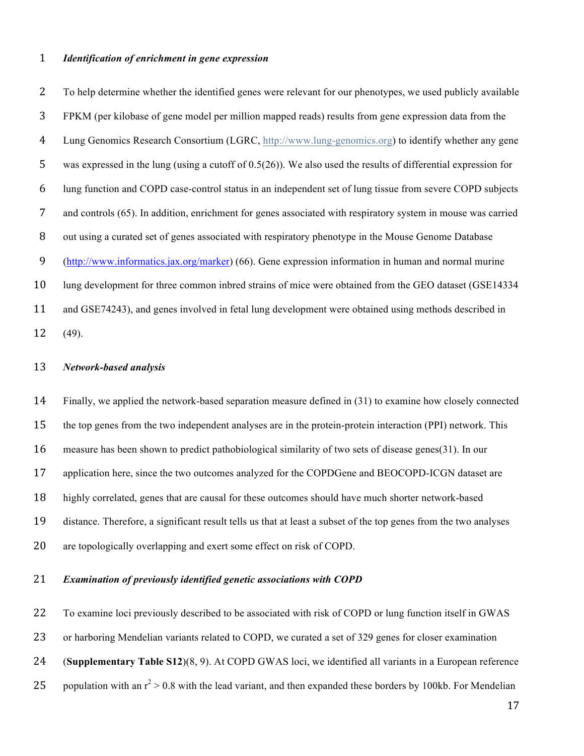***Identification of enrichment in gene expression***

To help determine whether the identified genes were relevant for our phenotypes, we used publicly available FPKM (per kilobase of gene model per million mapped reads) results from gene expression data from the Lung Genomics Research Consortium (LGRC, http://www.lung-genomics.org) to identify whether any gene was expressed in the lung (using a cutoff of 0.5(26)). We also used the results of differential expression for lung function and COPD case-control status in an independent set of lung tissue from severe COPD subjects and controls (65). In addition, enrichment for genes associated with respiratory system in mouse was carried out using a curated set of genes associated with respiratory phenotype in the Mouse Genome Database (http://www.informatics.jax.org/marker) (66). Gene expression information in human and normal murine lung development for three common inbred strains of mice were obtained from the GEO dataset (GSE14334 and GSE74243), and genes involved in fetal lung development were obtained using methods described in (49).

***Network-based analysis***

Finally, we applied the network-based separation measure defined in (31) to examine how closely connected the top genes from the two independent analyses are in the protein-protein interaction (PPI) network. This measure has been shown to predict pathobiological similarity of two sets of disease genes(31). In our application here, since the two outcomes analyzed for the COPDGene and BEOCOPD-ICGN dataset are highly correlated, genes that are causal for these outcomes should have much shorter network-based distance. Therefore, a significant result tells us that at least a subset of the top genes from the two analyses are topologically overlapping and exert some effect on risk of COPD.

***Examination of previously identified genetic associations with COPD***

To examine loci previously described to be associated with risk of COPD or lung function itself in GWAS or harboring Mendelian variants related to COPD, we curated a set of 329 genes for closer examination (**Supplementary Table S12**)(8, 9). At COPD GWAS loci, we identified all variants in a European reference population with an $r^2 > 0.8$ with the lead variant, and then expanded these borders by 100kb. For Mendelian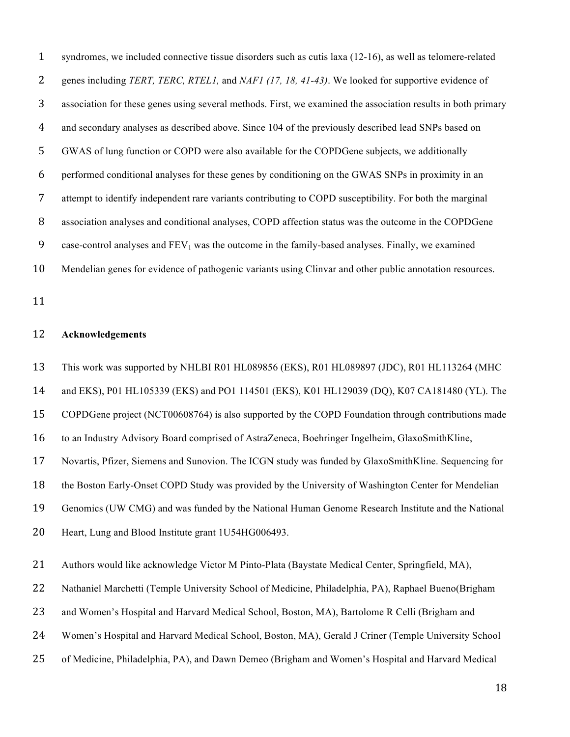syndromes, we included connective tissue disorders such as cutis laxa (12-16), as well as telomere-related genes including *TERT, TERC, RTEL1,* and *NAF1 (17, 18, 41-43)*. We looked for supportive evidence of association for these genes using several methods. First, we examined the association results in both primary and secondary analyses as described above. Since 104 of the previously described lead SNPs based on GWAS of lung function or COPD were also available for the COPDGene subjects, we additionally performed conditional analyses for these genes by conditioning on the GWAS SNPs in proximity in an attempt to identify independent rare variants contributing to COPD susceptibility. For both the marginal association analyses and conditional analyses, COPD affection status was the outcome in the COPDGene case-control analyses and $FEV_1$ was the outcome in the family-based analyses. Finally, we examined Mendelian genes for evidence of pathogenic variants using Clinvar and other public annotation resources.

## Acknowledgements

This work was supported by NHLBI R01 HL089856 (EKS), R01 HL089897 (JDC), R01 HL113264 (MHC and EKS), P01 HL105339 (EKS) and PO1 114501 (EKS), K01 HL129039 (DQ), K07 CA181480 (YL). The COPDGene project (NCT00608764) is also supported by the COPD Foundation through contributions made to an Industry Advisory Board comprised of AstraZeneca, Boehringer Ingelheim, GlaxoSmithKline, Novartis, Pfizer, Siemens and Sunovion. The ICGN study was funded by GlaxoSmithKline. Sequencing for the Boston Early-Onset COPD Study was provided by the University of Washington Center for Mendelian Genomics (UW CMG) and was funded by the National Human Genome Research Institute and the National Heart, Lung and Blood Institute grant 1U54HG006493.

Authors would like acknowledge Victor M Pinto-Plata (Baystate Medical Center, Springfield, MA), Nathaniel Marchetti (Temple University School of Medicine, Philadelphia, PA), Raphael Bueno(Brigham and Women's Hospital and Harvard Medical School, Boston, MA), Bartolome R Celli (Brigham and Women's Hospital and Harvard Medical School, Boston, MA), Gerald J Criner (Temple University School of Medicine, Philadelphia, PA), and Dawn Demeo (Brigham and Women's Hospital and Harvard Medical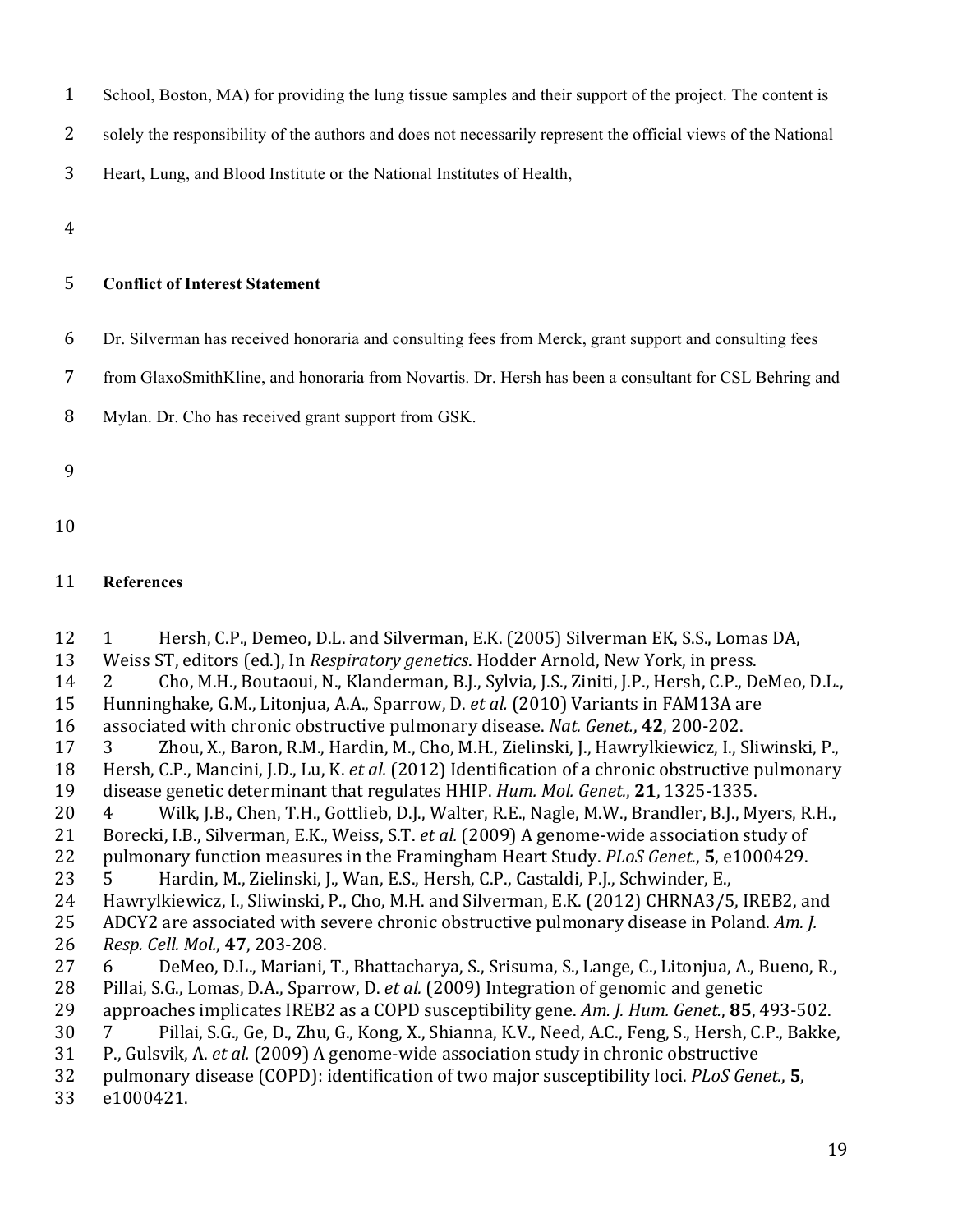School, Boston, MA) for providing the lung tissue samples and their support of the project. The content is solely the responsibility of the authors and does not necessarily represent the official views of the National Heart, Lung, and Blood Institute or the National Institutes of Health,

## Conflict of Interest Statement

Dr. Silverman has received honoraria and consulting fees from Merck, grant support and consulting fees from GlaxoSmithKline, and honoraria from Novartis. Dr. Hersh has been a consultant for CSL Behring and Mylan. Dr. Cho has received grant support from GSK.

## References

1. Hersh, C.P., Demeo, D.L. and Silverman, E.K. (2005) Silverman EK, S.S., Lomas DA, Weiss ST, editors (ed.), In *Respiratory genetics*. Hodder Arnold, New York, in press.
2. Cho, M.H., Boutaoui, N., Klanderman, B.J., Sylvia, J.S., Ziniti, J.P., Hersh, C.P., DeMeo, D.L., Hunninghake, G.M., Litonjua, A.A., Sparrow, D. *et al.* (2010) Variants in FAM13A are associated with chronic obstructive pulmonary disease. *Nat. Genet.*, **42**, 200-202.
3. Zhou, X., Baron, R.M., Hardin, M., Cho, M.H., Zielinski, J., Hawrylkiewicz, I., Sliwinski, P., Hersh, C.P., Mancini, J.D., Lu, K. *et al.* (2012) Identification of a chronic obstructive pulmonary disease genetic determinant that regulates HHIP. *Hum. Mol. Genet.*, **21**, 1325-1335.
4. Wilk, J.B., Chen, T.H., Gottlieb, D.J., Walter, R.E., Nagle, M.W., Brandler, B.J., Myers, R.H., Borecki, I.B., Silverman, E.K., Weiss, S.T. *et al.* (2009) A genome-wide association study of pulmonary function measures in the Framingham Heart Study. *PLoS Genet.*, **5**, e1000429.
5. Hardin, M., Zielinski, J., Wan, E.S., Hersh, C.P., Castaldi, P.J., Schwinder, E., Hawrylkiewicz, I., Sliwinski, P., Cho, M.H. and Silverman, E.K. (2012) CHRNA3/5, IREB2, and ADCY2 are associated with severe chronic obstructive pulmonary disease in Poland. *Am. J. Resp. Cell. Mol.*, **47**, 203-208.
6. DeMeo, D.L., Mariani, T., Bhattacharya, S., Srisuma, S., Lange, C., Litonjua, A., Bueno, R., Pillai, S.G., Lomas, D.A., Sparrow, D. *et al.* (2009) Integration of genomic and genetic approaches implicates IREB2 as a COPD susceptibility gene. *Am. J. Hum. Genet.*, **85**, 493-502.
7. Pillai, S.G., Ge, D., Zhu, G., Kong, X., Shianna, K.V., Need, A.C., Feng, S., Hersh, C.P., Bakke, P., Gulsvik, A. *et al.* (2009) A genome-wide association study in chronic obstructive pulmonary disease (COPD): identification of two major susceptibility loci. *PLoS Genet.*, **5**, e1000421.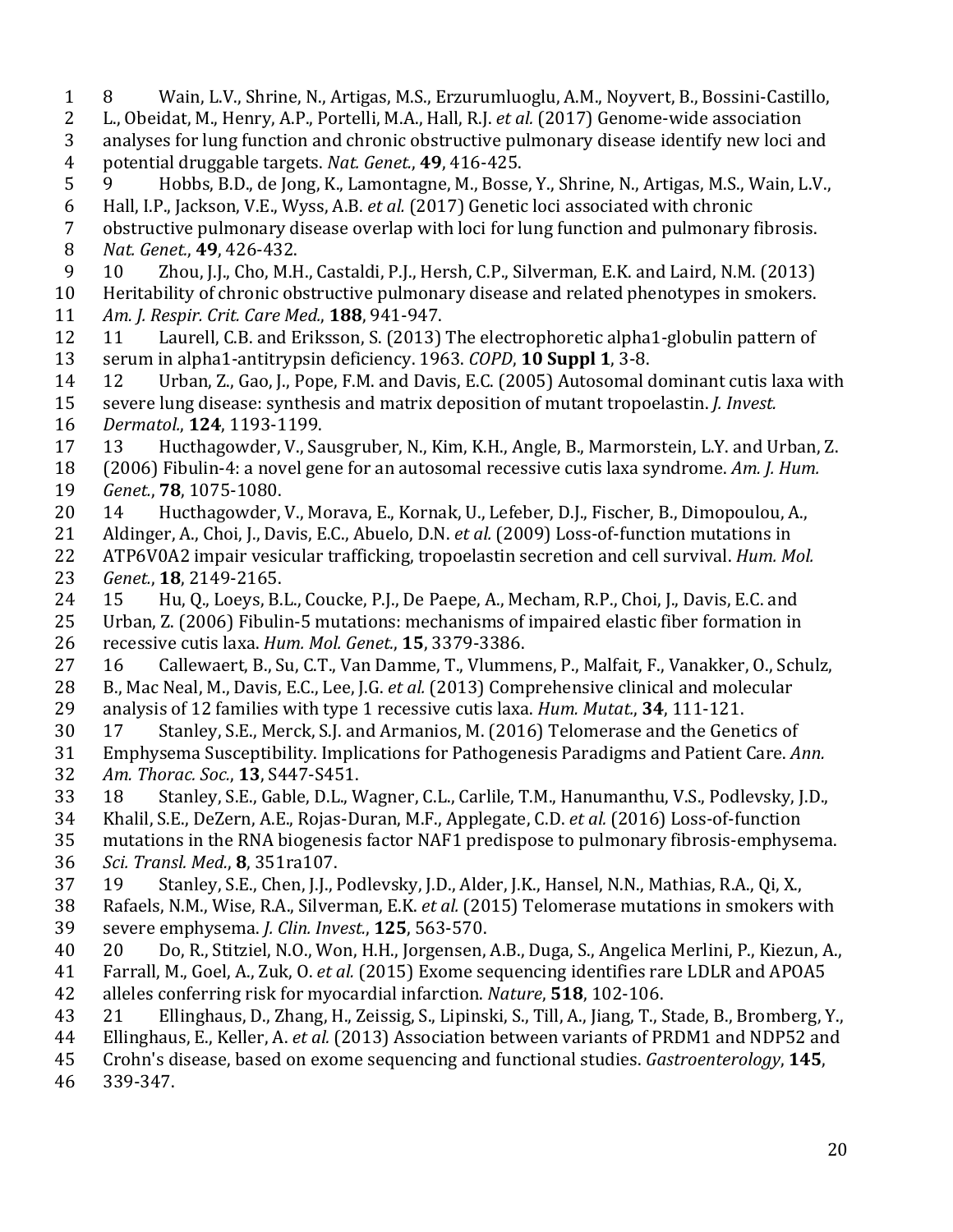8 Wain, L.V., Shrine, N., Artigas, M.S., Erzurumluoglu, A.M., Noyvert, B., Bossini-Castillo, L., Obeidat, M., Henry, A.P., Portelli, M.A., Hall, R.J. *et al.* (2017) Genome-wide association analyses for lung function and chronic obstructive pulmonary disease identify new loci and potential druggable targets. *Nat. Genet.*, **49**, 416-425.

9 Hobbs, B.D., de Jong, K., Lamontagne, M., Bosse, Y., Shrine, N., Artigas, M.S., Wain, L.V., Hall, I.P., Jackson, V.E., Wyss, A.B. *et al.* (2017) Genetic loci associated with chronic obstructive pulmonary disease overlap with loci for lung function and pulmonary fibrosis. *Nat. Genet.*, **49**, 426-432.

10 Zhou, J.J., Cho, M.H., Castaldi, P.J., Hersh, C.P., Silverman, E.K. and Laird, N.M. (2013) Heritability of chronic obstructive pulmonary disease and related phenotypes in smokers. *Am. J. Respir. Crit. Care Med.*, **188**, 941-947.

11 Laurell, C.B. and Eriksson, S. (2013) The electrophoretic alpha1-globulin pattern of serum in alpha1-antitrypsin deficiency. 1963. *COPD*, **10 Suppl 1**, 3-8.

12 Urban, Z., Gao, J., Pope, F.M. and Davis, E.C. (2005) Autosomal dominant cutis laxa with severe lung disease: synthesis and matrix deposition of mutant tropoelastin. *J. Invest. Dermatol.*, **124**, 1193-1199.

13 Hucthagowder, V., Sausgruber, N., Kim, K.H., Angle, B., Marmorstein, L.Y. and Urban, Z. (2006) Fibulin-4: a novel gene for an autosomal recessive cutis laxa syndrome. *Am. J. Hum. Genet.*, **78**, 1075-1080.

14 Hucthagowder, V., Morava, E., Kornak, U., Lefeber, D.J., Fischer, B., Dimopoulou, A., Aldinger, A., Choi, J., Davis, E.C., Abuelo, D.N. *et al.* (2009) Loss-of-function mutations in ATP6V0A2 impair vesicular trafficking, tropoelastin secretion and cell survival. *Hum. Mol. Genet.*, **18**, 2149-2165.

15 Hu, Q., Loeys, B.L., Coucke, P.J., De Paepe, A., Mecham, R.P., Choi, J., Davis, E.C. and Urban, Z. (2006) Fibulin-5 mutations: mechanisms of impaired elastic fiber formation in recessive cutis laxa. *Hum. Mol. Genet.*, **15**, 3379-3386.

16 Callewaert, B., Su, C.T., Van Damme, T., Vlummens, P., Malfait, F., Vanakker, O., Schulz, B., Mac Neal, M., Davis, E.C., Lee, J.G. *et al.* (2013) Comprehensive clinical and molecular analysis of 12 families with type 1 recessive cutis laxa. *Hum. Mutat.*, **34**, 111-121.

17 Stanley, S.E., Merck, S.J. and Armanios, M. (2016) Telomerase and the Genetics of Emphysema Susceptibility. Implications for Pathogenesis Paradigms and Patient Care. *Ann. Am. Thorac. Soc.*, **13**, S447-S451.

18 Stanley, S.E., Gable, D.L., Wagner, C.L., Carlile, T.M., Hanumanthu, V.S., Podlevsky, J.D., Khalil, S.E., DeZern, A.E., Rojas-Duran, M.F., Applegate, C.D. *et al.* (2016) Loss-of-function mutations in the RNA biogenesis factor NAF1 predispose to pulmonary fibrosis-emphysema. *Sci. Transl. Med.*, **8**, 351ra107.

19 Stanley, S.E., Chen, J.J., Podlevsky, J.D., Alder, J.K., Hansel, N.N., Mathias, R.A., Qi, X., Rafaels, N.M., Wise, R.A., Silverman, E.K. *et al.* (2015) Telomerase mutations in smokers with severe emphysema. *J. Clin. Invest.*, **125**, 563-570.

20 Do, R., Stitziel, N.O., Won, H.H., Jorgensen, A.B., Duga, S., Angelica Merlini, P., Kiezun, A., Farrall, M., Goel, A., Zuk, O. *et al.* (2015) Exome sequencing identifies rare LDLR and APOA5 alleles conferring risk for myocardial infarction. *Nature*, **518**, 102-106.

21 Ellinghaus, D., Zhang, H., Zeissig, S., Lipinski, S., Till, A., Jiang, T., Stade, B., Bromberg, Y., Ellinghaus, E., Keller, A. *et al.* (2013) Association between variants of PRDM1 and NDP52 and Crohn's disease, based on exome sequencing and functional studies. *Gastroenterology*, **145**, 339-347.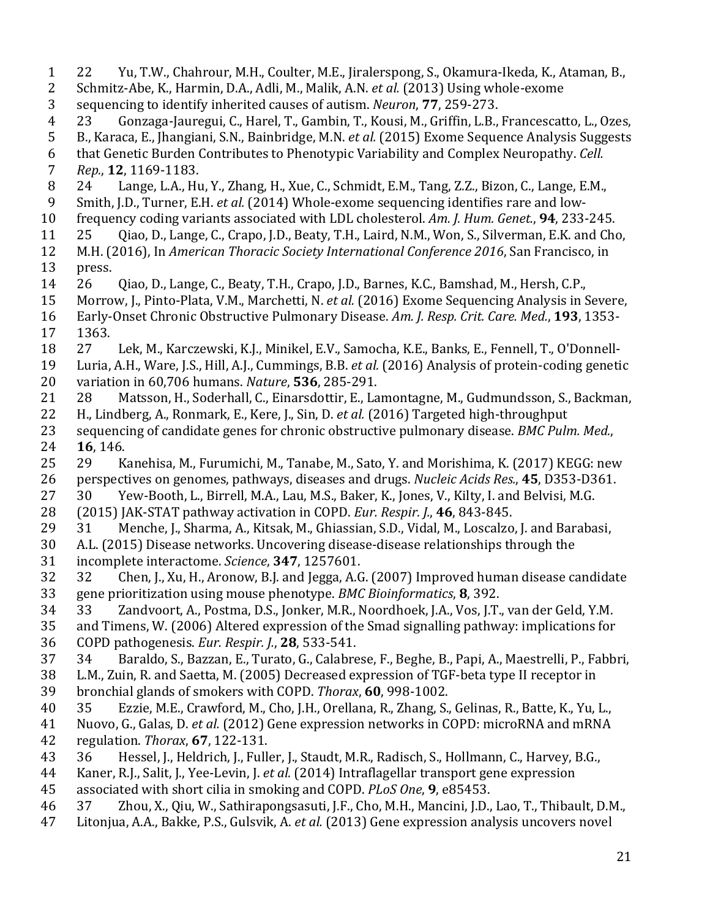22 Yu, T.W., Chahrour, M.H., Coulter, M.E., Jiralerspong, S., Okamura-Ikeda, K., Ataman, B., Schmitz-Abe, K., Harmin, D.A., Adli, M., Malik, A.N. *et al.* (2013) Using whole-exome sequencing to identify inherited causes of autism. *Neuron*, **77**, 259-273.

23 Gonzaga-Jauregui, C., Harel, T., Gambin, T., Kousi, M., Griffin, L.B., Francescatto, L., Ozes, B., Karaca, E., Jhangiani, S.N., Bainbridge, M.N. *et al.* (2015) Exome Sequence Analysis Suggests that Genetic Burden Contributes to Phenotypic Variability and Complex Neuropathy. *Cell. Rep.*, **12**, 1169-1183.

24 Lange, L.A., Hu, Y., Zhang, H., Xue, C., Schmidt, E.M., Tang, Z.Z., Bizon, C., Lange, E.M., Smith, J.D., Turner, E.H. *et al.* (2014) Whole-exome sequencing identifies rare and low-frequency coding variants associated with LDL cholesterol. *Am. J. Hum. Genet.*, **94**, 233-245.

25 Qiao, D., Lange, C., Crapo, J.D., Beaty, T.H., Laird, N.M., Won, S., Silverman, E.K. and Cho, M.H. (2016), In *American Thoracic Society International Conference 2016*, San Francisco, in press.

26 Qiao, D., Lange, C., Beaty, T.H., Crapo, J.D., Barnes, K.C., Bamshad, M., Hersh, C.P., Morrow, J., Pinto-Plata, V.M., Marchetti, N. *et al.* (2016) Exome Sequencing Analysis in Severe, Early-Onset Chronic Obstructive Pulmonary Disease. *Am. J. Resp. Crit. Care. Med.*, **193**, 1353-1363.

27 Lek, M., Karczewski, K.J., Minikel, E.V., Samocha, K.E., Banks, E., Fennell, T., O'Donnell-Luria, A.H., Ware, J.S., Hill, A.J., Cummings, B.B. *et al.* (2016) Analysis of protein-coding genetic variation in 60,706 humans. *Nature*, **536**, 285-291.

28 Matsson, H., Soderhall, C., Einarsdottir, E., Lamontagne, M., Gudmundsson, S., Backman, H., Lindberg, A., Ronmark, E., Kere, J., Sin, D. *et al.* (2016) Targeted high-throughput sequencing of candidate genes for chronic obstructive pulmonary disease. *BMC Pulm. Med.*, **16**, 146.

29 Kanehisa, M., Furumichi, M., Tanabe, M., Sato, Y. and Morishima, K. (2017) KEGG: new perspectives on genomes, pathways, diseases and drugs. *Nucleic Acids Res.*, **45**, D353-D361.

30 Yew-Booth, L., Birrell, M.A., Lau, M.S., Baker, K., Jones, V., Kilty, I. and Belvisi, M.G. (2015) JAK-STAT pathway activation in COPD. *Eur. Respir. J.*, **46**, 843-845.

31 Menche, J., Sharma, A., Kitsak, M., Ghiassian, S.D., Vidal, M., Loscalzo, J. and Barabasi, A.L. (2015) Disease networks. Uncovering disease-disease relationships through the incomplete interactome. *Science*, **347**, 1257601.

32 Chen, J., Xu, H., Aronow, B.J. and Jegga, A.G. (2007) Improved human disease candidate gene prioritization using mouse phenotype. *BMC Bioinformatics*, **8**, 392.

33 Zandvoort, A., Postma, D.S., Jonker, M.R., Noordhoek, J.A., Vos, J.T., van der Geld, Y.M. and Timens, W. (2006) Altered expression of the Smad signalling pathway: implications for COPD pathogenesis. *Eur. Respir. J.*, **28**, 533-541.

34 Baraldo, S., Bazzan, E., Turato, G., Calabrese, F., Beghe, B., Papi, A., Maestrelli, P., Fabbri, L.M., Zuin, R. and Saetta, M. (2005) Decreased expression of TGF-beta type II receptor in bronchial glands of smokers with COPD. *Thorax*, **60**, 998-1002.

35 Ezzie, M.E., Crawford, M., Cho, J.H., Orellana, R., Zhang, S., Gelinas, R., Batte, K., Yu, L., Nuovo, G., Galas, D. *et al.* (2012) Gene expression networks in COPD: microRNA and mRNA regulation. *Thorax*, **67**, 122-131.

36 Hessel, J., Heldrich, J., Fuller, J., Staudt, M.R., Radisch, S., Hollmann, C., Harvey, B.G., Kaner, R.J., Salit, J., Yee-Levin, J. *et al.* (2014) Intraflagellar transport gene expression associated with short cilia in smoking and COPD. *PLoS One*, **9**, e85453.

37 Zhou, X., Qiu, W., Sathirapongsasuti, J.F., Cho, M.H., Mancini, J.D., Lao, T., Thibault, D.M., Litonjua, A.A., Bakke, P.S., Gulsvik, A. *et al.* (2013) Gene expression analysis uncovers novel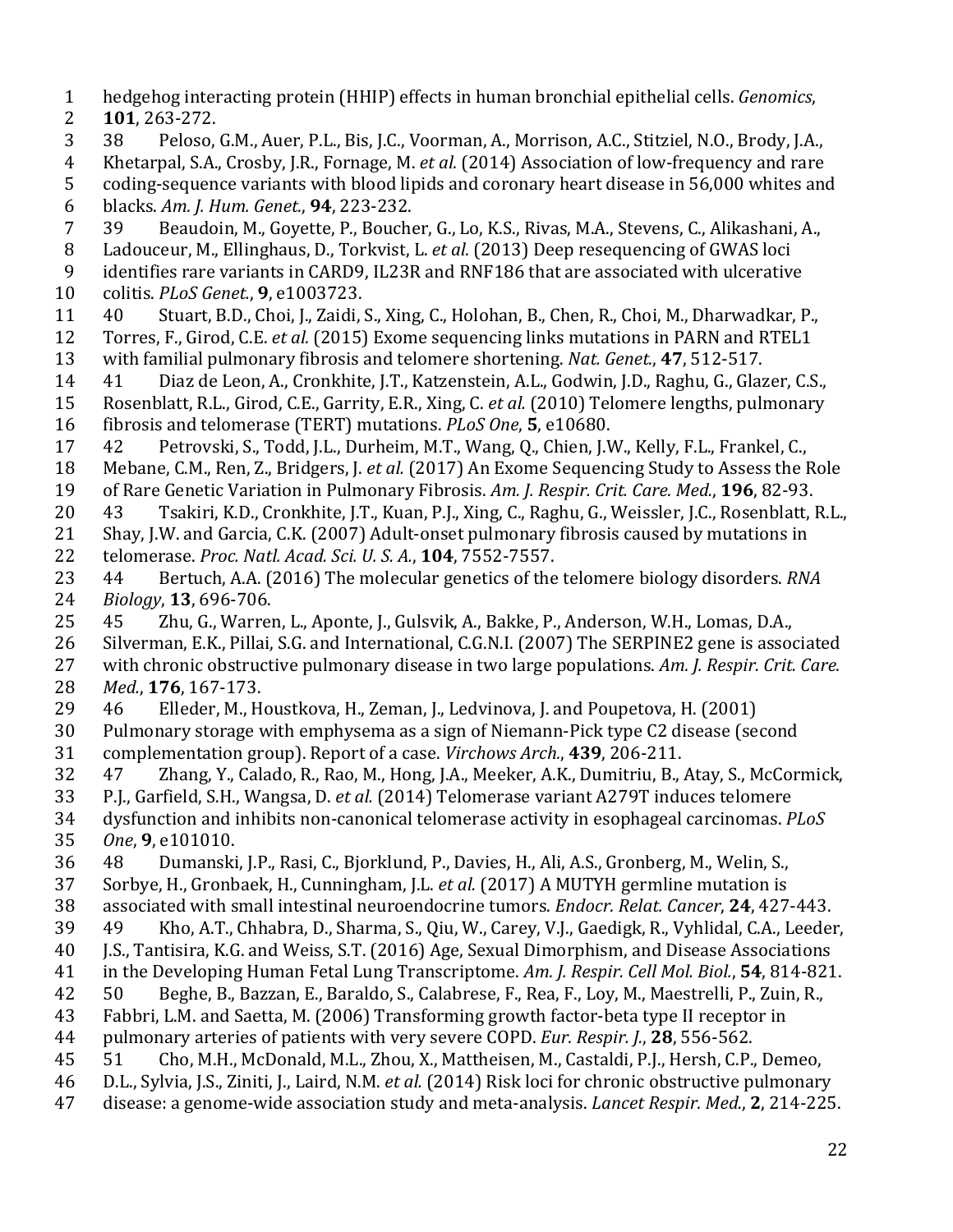hedgehog interacting protein (HHIP) effects in human bronchial epithelial cells. *Genomics*, **101**, 263-272.

38 Peloso, G.M., Auer, P.L., Bis, J.C., Voorman, A., Morrison, A.C., Stitziel, N.O., Brody, J.A., Khetarpal, S.A., Crosby, J.R., Fornage, M. *et al.* (2014) Association of low-frequency and rare coding-sequence variants with blood lipids and coronary heart disease in 56,000 whites and blacks. *Am. J. Hum. Genet.*, **94**, 223-232.

39 Beaudoin, M., Goyette, P., Boucher, G., Lo, K.S., Rivas, M.A., Stevens, C., Alikashani, A., Ladouceur, M., Ellinghaus, D., Torkvist, L. *et al.* (2013) Deep resequencing of GWAS loci identifies rare variants in CARD9, IL23R and RNF186 that are associated with ulcerative colitis. *PLoS Genet.*, **9**, e1003723.

40 Stuart, B.D., Choi, J., Zaidi, S., Xing, C., Holohan, B., Chen, R., Choi, M., Dharwadkar, P., Torres, F., Girod, C.E. *et al.* (2015) Exome sequencing links mutations in PARN and RTEL1 with familial pulmonary fibrosis and telomere shortening. *Nat. Genet.*, **47**, 512-517.

41 Diaz de Leon, A., Cronkhite, J.T., Katzenstein, A.L., Godwin, J.D., Raghu, G., Glazer, C.S., Rosenblatt, R.L., Girod, C.E., Garrity, E.R., Xing, C. *et al.* (2010) Telomere lengths, pulmonary fibrosis and telomerase (TERT) mutations. *PLoS One*, **5**, e10680.

42 Petrovski, S., Todd, J.L., Durheim, M.T., Wang, Q., Chien, J.W., Kelly, F.L., Frankel, C., Mebane, C.M., Ren, Z., Bridgers, J. *et al.* (2017) An Exome Sequencing Study to Assess the Role of Rare Genetic Variation in Pulmonary Fibrosis. *Am. J. Respir. Crit. Care. Med.*, **196**, 82-93.

43 Tsakiri, K.D., Cronkhite, J.T., Kuan, P.J., Xing, C., Raghu, G., Weissler, J.C., Rosenblatt, R.L., Shay, J.W. and Garcia, C.K. (2007) Adult-onset pulmonary fibrosis caused by mutations in telomerase. *Proc. Natl. Acad. Sci. U. S. A.*, **104**, 7552-7557.

44 Bertuch, A.A. (2016) The molecular genetics of the telomere biology disorders. *RNA Biology*, **13**, 696-706.

45 Zhu, G., Warren, L., Aponte, J., Gulsvik, A., Bakke, P., Anderson, W.H., Lomas, D.A., Silverman, E.K., Pillai, S.G. and International, C.G.N.I. (2007) The SERPINE2 gene is associated with chronic obstructive pulmonary disease in two large populations. *Am. J. Respir. Crit. Care. Med.*, **176**, 167-173.

46 Elleder, M., Houstkova, H., Zeman, J., Ledvinova, J. and Poupetova, H. (2001) Pulmonary storage with emphysema as a sign of Niemann-Pick type C2 disease (second complementation group). Report of a case. *Virchows Arch.*, **439**, 206-211.

47 Zhang, Y., Calado, R., Rao, M., Hong, J.A., Meeker, A.K., Dumitriu, B., Atay, S., McCormick, P.J., Garfield, S.H., Wangsa, D. *et al.* (2014) Telomerase variant A279T induces telomere dysfunction and inhibits non-canonical telomerase activity in esophageal carcinomas. *PLoS One*, **9**, e101010.

48 Dumanski, J.P., Rasi, C., Bjorklund, P., Davies, H., Ali, A.S., Gronberg, M., Welin, S., Sorbye, H., Gronbaek, H., Cunningham, J.L. *et al.* (2017) A MUTYH germline mutation is associated with small intestinal neuroendocrine tumors. *Endocr. Relat. Cancer*, **24**, 427-443.

49 Kho, A.T., Chhabra, D., Sharma, S., Qiu, W., Carey, V.J., Gaedigk, R., Vyhlidal, C.A., Leeder, J.S., Tantisira, K.G. and Weiss, S.T. (2016) Age, Sexual Dimorphism, and Disease Associations in the Developing Human Fetal Lung Transcriptome. *Am. J. Respir. Cell Mol. Biol.*, **54**, 814-821.

50 Beghe, B., Bazzan, E., Baraldo, S., Calabrese, F., Rea, F., Loy, M., Maestrelli, P., Zuin, R., Fabbri, L.M. and Saetta, M. (2006) Transforming growth factor-beta type II receptor in pulmonary arteries of patients with very severe COPD. *Eur. Respir. J.*, **28**, 556-562.

51 Cho, M.H., McDonald, M.L., Zhou, X., Mattheisen, M., Castaldi, P.J., Hersh, C.P., Demeo, D.L., Sylvia, J.S., Ziniti, J., Laird, N.M. *et al.* (2014) Risk loci for chronic obstructive pulmonary disease: a genome-wide association study and meta-analysis. *Lancet Respir. Med.*, **2**, 214-225.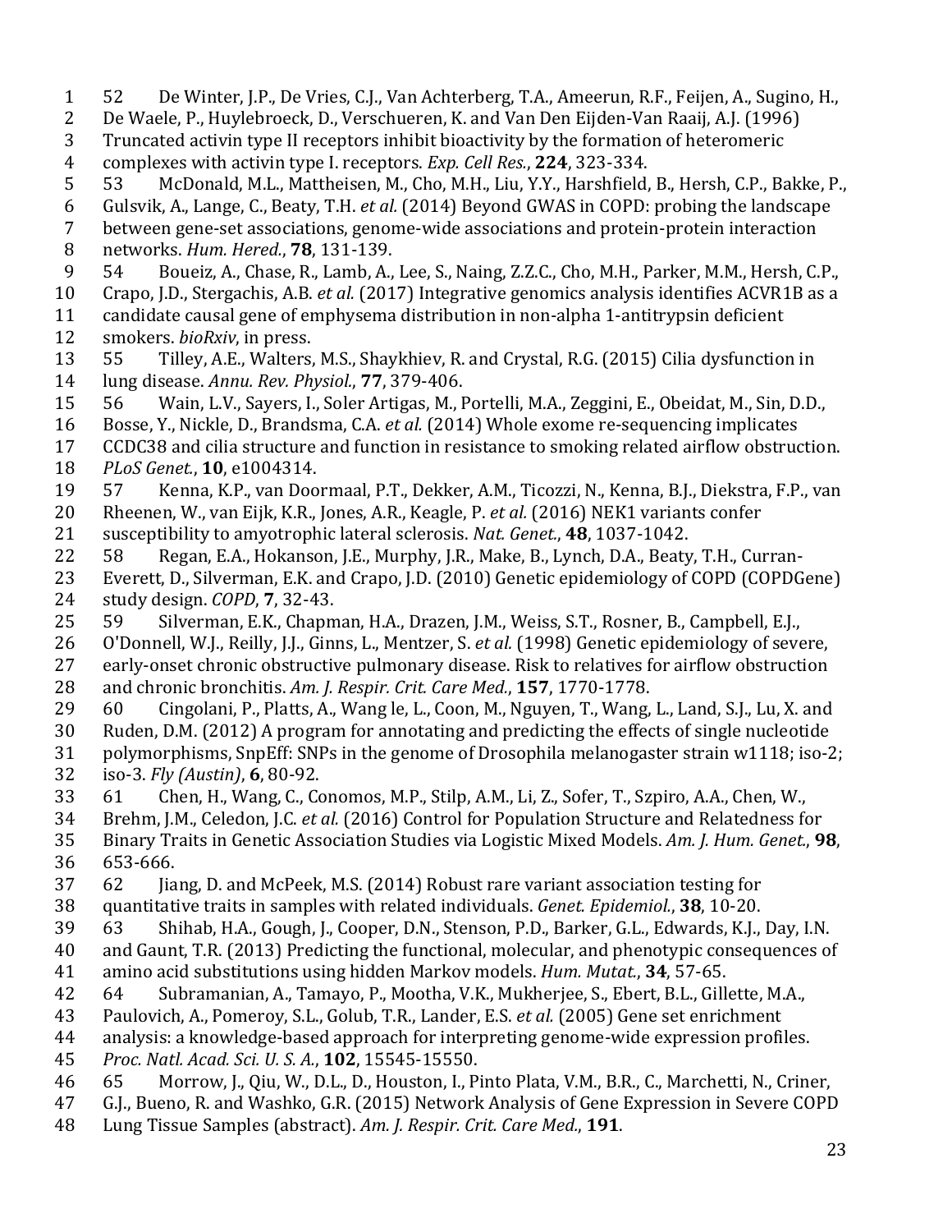52 De Winter, J.P., De Vries, C.J., Van Achterberg, T.A., Ameerun, R.F., Feijen, A., Sugino, H., De Waele, P., Huylebroeck, D., Verschueren, K. and Van Den Eijden-Van Raaij, A.J. (1996) Truncated activin type II receptors inhibit bioactivity by the formation of heteromeric complexes with activin type I. receptors. *Exp. Cell Res.*, **224**, 323-334.

53 McDonald, M.L., Mattheisen, M., Cho, M.H., Liu, Y.Y., Harshfield, B., Hersh, C.P., Bakke, P., Gulsvik, A., Lange, C., Beaty, T.H. *et al.* (2014) Beyond GWAS in COPD: probing the landscape between gene-set associations, genome-wide associations and protein-protein interaction networks. *Hum. Hered.*, **78**, 131-139.

54 Boueiz, A., Chase, R., Lamb, A., Lee, S., Naing, Z.Z.C., Cho, M.H., Parker, M.M., Hersh, C.P., Crapo, J.D., Stergachis, A.B. *et al.* (2017) Integrative genomics analysis identifies ACVR1B as a candidate causal gene of emphysema distribution in non-alpha 1-antitrypsin deficient smokers. *bioRxiv*, in press.

55 Tilley, A.E., Walters, M.S., Shaykhiev, R. and Crystal, R.G. (2015) Cilia dysfunction in lung disease. *Annu. Rev. Physiol.*, **77**, 379-406.

56 Wain, L.V., Sayers, I., Soler Artigas, M., Portelli, M.A., Zeggini, E., Obeidat, M., Sin, D.D., Bosse, Y., Nickle, D., Brandsma, C.A. *et al.* (2014) Whole exome re-sequencing implicates CCDC38 and cilia structure and function in resistance to smoking related airflow obstruction. *PLoS Genet.*, **10**, e1004314.

57 Kenna, K.P., van Doormaal, P.T., Dekker, A.M., Ticozzi, N., Kenna, B.J., Diekstra, F.P., van Rheenen, W., van Eijk, K.R., Jones, A.R., Keagle, P. *et al.* (2016) NEK1 variants confer susceptibility to amyotrophic lateral sclerosis. *Nat. Genet.*, **48**, 1037-1042.

58 Regan, E.A., Hokanson, J.E., Murphy, J.R., Make, B., Lynch, D.A., Beaty, T.H., Curran-Everett, D., Silverman, E.K. and Crapo, J.D. (2010) Genetic epidemiology of COPD (COPDGene) study design. *COPD*, **7**, 32-43.

59 Silverman, E.K., Chapman, H.A., Drazen, J.M., Weiss, S.T., Rosner, B., Campbell, E.J., O'Donnell, W.J., Reilly, J.J., Ginns, L., Mentzer, S. *et al.* (1998) Genetic epidemiology of severe, early-onset chronic obstructive pulmonary disease. Risk to relatives for airflow obstruction and chronic bronchitis. *Am. J. Respir. Crit. Care Med.*, **157**, 1770-1778.

60 Cingolani, P., Platts, A., Wang le, L., Coon, M., Nguyen, T., Wang, L., Land, S.J., Lu, X. and Ruden, D.M. (2012) A program for annotating and predicting the effects of single nucleotide polymorphisms, SnpEff: SNPs in the genome of Drosophila melanogaster strain w1118; iso-2; iso-3. *Fly (Austin)*, **6**, 80-92.

61 Chen, H., Wang, C., Conomos, M.P., Stilp, A.M., Li, Z., Sofer, T., Szpiro, A.A., Chen, W., Brehm, J.M., Celedon, J.C. *et al.* (2016) Control for Population Structure and Relatedness for Binary Traits in Genetic Association Studies via Logistic Mixed Models. *Am. J. Hum. Genet.*, **98**, 653-666.

62 Jiang, D. and McPeek, M.S. (2014) Robust rare variant association testing for quantitative traits in samples with related individuals. *Genet. Epidemiol.*, **38**, 10-20.

63 Shihab, H.A., Gough, J., Cooper, D.N., Stenson, P.D., Barker, G.L., Edwards, K.J., Day, I.N. and Gaunt, T.R. (2013) Predicting the functional, molecular, and phenotypic consequences of amino acid substitutions using hidden Markov models. *Hum. Mutat.*, **34**, 57-65.

64 Subramanian, A., Tamayo, P., Mootha, V.K., Mukherjee, S., Ebert, B.L., Gillette, M.A., Paulovich, A., Pomeroy, S.L., Golub, T.R., Lander, E.S. *et al.* (2005) Gene set enrichment analysis: a knowledge-based approach for interpreting genome-wide expression profiles. *Proc. Natl. Acad. Sci. U. S. A.*, **102**, 15545-15550.

65 Morrow, J., Qiu, W., D.L., D., Houston, I., Pinto Plata, V.M., B.R., C., Marchetti, N., Criner, G.J., Bueno, R. and Washko, G.R. (2015) Network Analysis of Gene Expression in Severe COPD Lung Tissue Samples (abstract). *Am. J. Respir. Crit. Care Med.*, **191**.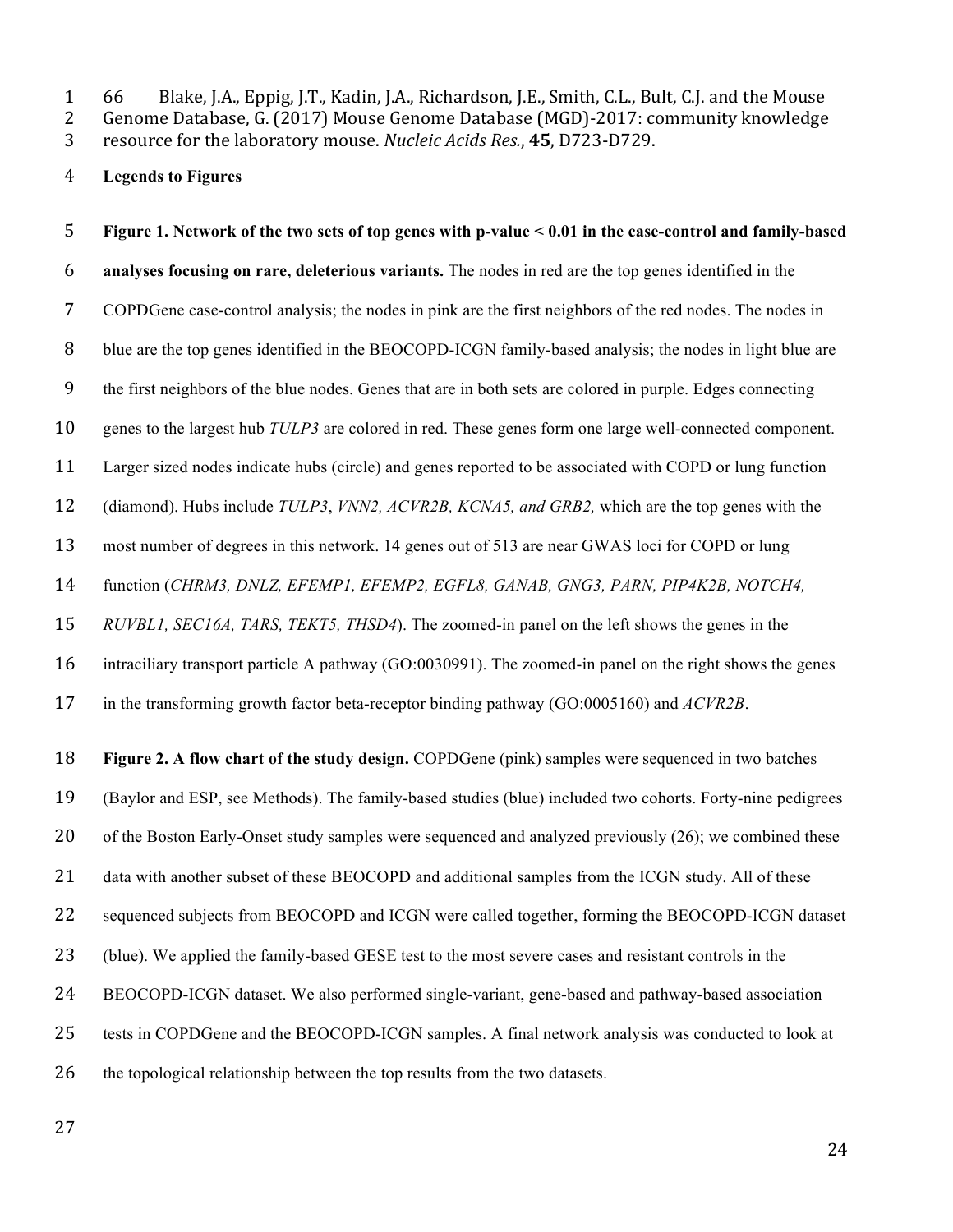66 Blake, J.A., Eppig, J.T., Kadin, J.A., Richardson, J.E., Smith, C.L., Bult, C.J. and the Mouse Genome Database, G. (2017) Mouse Genome Database (MGD)-2017: community knowledge resource for the laboratory mouse. *Nucleic Acids Res.*, **45**, D723-D729.

## Legends to Figures

**Figure 1. Network of the two sets of top genes with p-value < 0.01 in the case-control and family-based analyses focusing on rare, deleterious variants.** The nodes in red are the top genes identified in the COPDGene case-control analysis; the nodes in pink are the first neighbors of the red nodes. The nodes in blue are the top genes identified in the BEOCOPD-ICGN family-based analysis; the nodes in light blue are the first neighbors of the blue nodes. Genes that are in both sets are colored in purple. Edges connecting genes to the largest hub *TULP3* are colored in red. These genes form one large well-connected component. Larger sized nodes indicate hubs (circle) and genes reported to be associated with COPD or lung function (diamond). Hubs include *TULP3*, *VNN2, ACVR2B, KCNA5, and GRB2,* which are the top genes with the most number of degrees in this network. 14 genes out of 513 are near GWAS loci for COPD or lung function (*CHRM3, DNLZ, EFEMP1, EFEMP2, EGFL8, GANAB, GNG3, PARN, PIP4K2B, NOTCH4, RUVBL1, SEC16A, TARS, TEKT5, THSD4*). The zoomed-in panel on the left shows the genes in the intraciliary transport particle A pathway (GO:0030991). The zoomed-in panel on the right shows the genes in the transforming growth factor beta-receptor binding pathway (GO:0005160) and *ACVR2B*.

**Figure 2. A flow chart of the study design.** COPDGene (pink) samples were sequenced in two batches (Baylor and ESP, see Methods). The family-based studies (blue) included two cohorts. Forty-nine pedigrees of the Boston Early-Onset study samples were sequenced and analyzed previously (26); we combined these data with another subset of these BEOCOPD and additional samples from the ICGN study. All of these sequenced subjects from BEOCOPD and ICGN were called together, forming the BEOCOPD-ICGN dataset (blue). We applied the family-based GESE test to the most severe cases and resistant controls in the BEOCOPD-ICGN dataset. We also performed single-variant, gene-based and pathway-based association tests in COPDGene and the BEOCOPD-ICGN samples. A final network analysis was conducted to look at the topological relationship between the top results from the two datasets.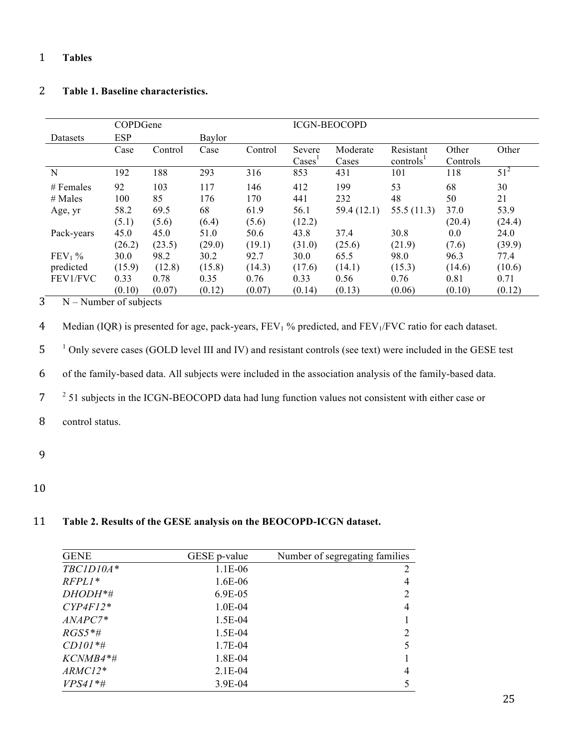# Tables

## Table 1. Baseline characteristics.

| | COPDGene | | | | ICGN-BEOCOPD | | | | |
|---|---|---|---|---|---|---|---|---|---|
| Datasets | ESP | | Baylor | | | | | | |
| | Case | Control | Case | Control | Severe Cases[1] | Moderate Cases | Resistant controls[1] | Other Controls | Other |
| N | 192 | 188 | 293 | 316 | 853 | 431 | 101 | 118 | 51[2] |
| # Females | 92 | 103 | 117 | 146 | 412 | 199 | 53 | 68 | 30 |
| # Males | 100 | 85 | 176 | 170 | 441 | 232 | 48 | 50 | 21 |
| Age, yr | 58.2 (5.1) | 69.5 (5.6) | 68 (6.4) | 61.9 (5.6) | 56.1 (12.2) | 59.4 (12.1) | 55.5 (11.3) | 37.0 (20.4) | 53.9 (24.4) |
| Pack-years | 45.0 (26.2) | 45.0 (23.5) | 51.0 (29.0) | 50.6 (19.1) | 43.8 (31.0) | 37.4 (25.6) | 30.8 (21.9) | 0.0 (7.6) | 24.0 (39.9) |
| $FEV_1$ % predicted | 30.0 (15.9) | 98.2 (12.8) | 30.2 (15.8) | 92.7 (14.3) | 30.0 (17.6) | 65.5 (14.1) | 98.0 (15.3) | 96.3 (14.6) | 77.4 (10.6) |
| FEV1/FVC | 0.33 (0.10) | 0.78 (0.07) | 0.35 (0.12) | 0.76 (0.07) | 0.33 (0.14) | 0.56 (0.13) | 0.76 (0.06) | 0.81 (0.10) | 0.71 (0.12) |

N – Number of subjects

Median (IQR) is presented for age, pack-years, $FEV_1$ % predicted, and $FEV_1$/FVC ratio for each dataset.

[1] Only severe cases (GOLD level III and IV) and resistant controls (see text) were included in the GESE test of the family-based data. All subjects were included in the association analysis of the family-based data.

[2] 51 subjects in the ICGN-BEOCOPD data had lung function values not consistent with either case or control status.

## Table 2. Results of the GESE analysis on the BEOCOPD-ICGN dataset.

| GENE | GESE p-value | Number of segregating families |
|---|---|---|
| *TBC1D10A** | 1.1E-06 | 2 |
| *RFPL1** | 1.6E-06 | 4 |
| *DHODH*#* | 6.9E-05 | 2 |
| *CYP4F12** | 1.0E-04 | 4 |
| *ANAPC7** | 1.5E-04 | 1 |
| *RGS5*#* | 1.5E-04 | 2 |
| *CD101*#* | 1.7E-04 | 5 |
| *KCNMB4*#* | 1.8E-04 | 1 |
| *ARMC12** | 2.1E-04 | 4 |
| *VPS41*#* | 3.9E-04 | 5 |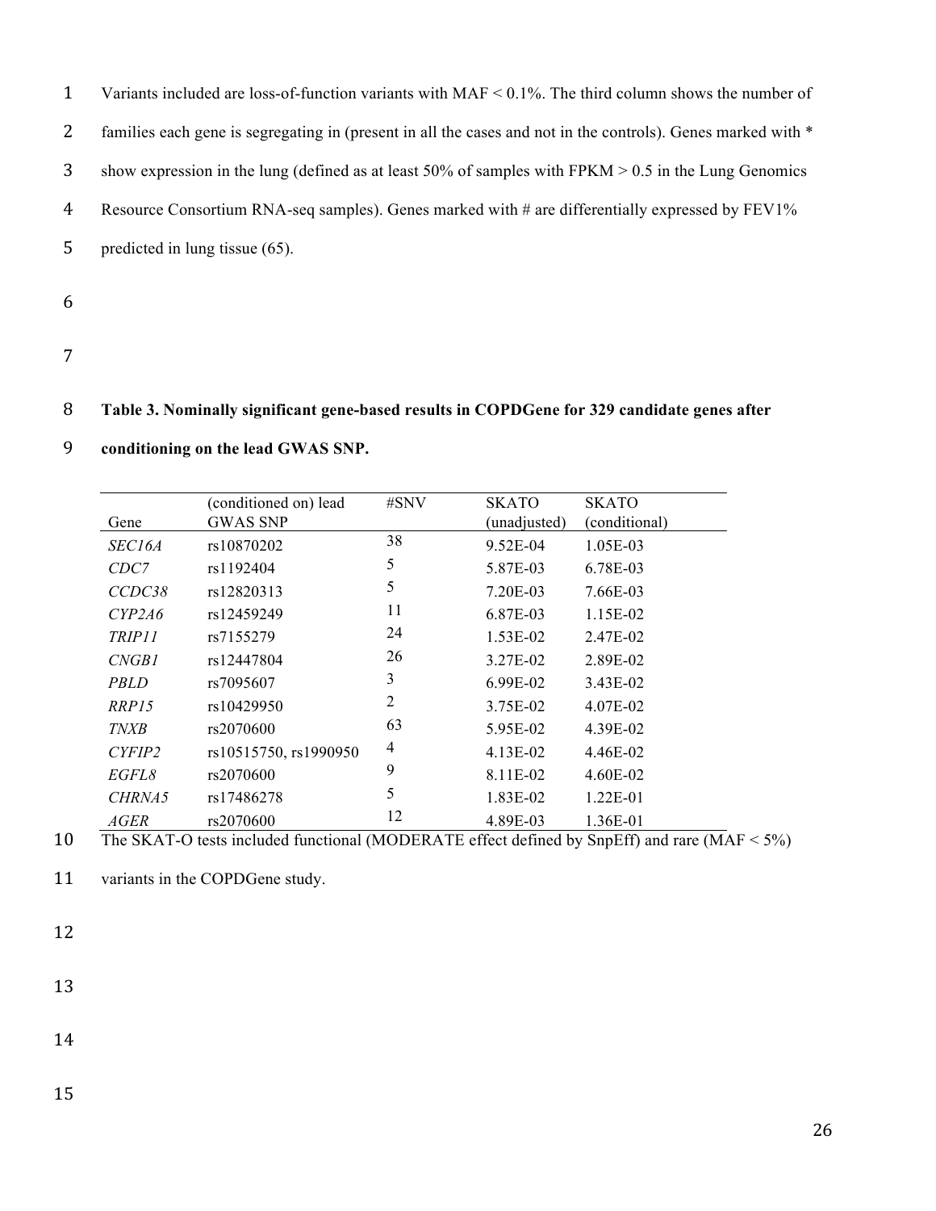Variants included are loss-of-function variants with MAF < 0.1%. The third column shows the number of families each gene is segregating in (present in all the cases and not in the controls). Genes marked with * show expression in the lung (defined as at least 50% of samples with FPKM > 0.5 in the Lung Genomics Resource Consortium RNA-seq samples). Genes marked with # are differentially expressed by FEV1% predicted in lung tissue (65).

**Table 3. Nominally significant gene-based results in COPDGene for 329 candidate genes after conditioning on the lead GWAS SNP.**

| Gene | (conditioned on) lead GWAS SNP | #SNV | SKATO (unadjusted) | SKATO (conditional) |
|---|---|---|---|---|
| *SEC16A* | rs10870202 | 38 | 9.52E-04 | 1.05E-03 |
| *CDC7* | rs1192404 | 5 | 5.87E-03 | 6.78E-03 |
| *CCDC38* | rs12820313 | 5 | 7.20E-03 | 7.66E-03 |
| *CYP2A6* | rs12459249 | 11 | 6.87E-03 | 1.15E-02 |
| *TRIP11* | rs7155279 | 24 | 1.53E-02 | 2.47E-02 |
| *CNGB1* | rs12447804 | 26 | 3.27E-02 | 2.89E-02 |
| *PBLD* | rs7095607 | 3 | 6.99E-02 | 3.43E-02 |
| *RRP15* | rs10429950 | 2 | 3.75E-02 | 4.07E-02 |
| *TNXB* | rs2070600 | 63 | 5.95E-02 | 4.39E-02 |
| *CYFIP2* | rs10515750, rs1990950 | 4 | 4.13E-02 | 4.46E-02 |
| *EGFL8* | rs2070600 | 9 | 8.11E-02 | 4.60E-02 |
| *CHRNA5* | rs17486278 | 5 | 1.83E-02 | 1.22E-01 |
| *AGER* | rs2070600 | 12 | 4.89E-03 | 1.36E-01 |

The SKAT-O tests included functional (MODERATE effect defined by SnpEff) and rare (MAF < 5%) variants in the COPDGene study.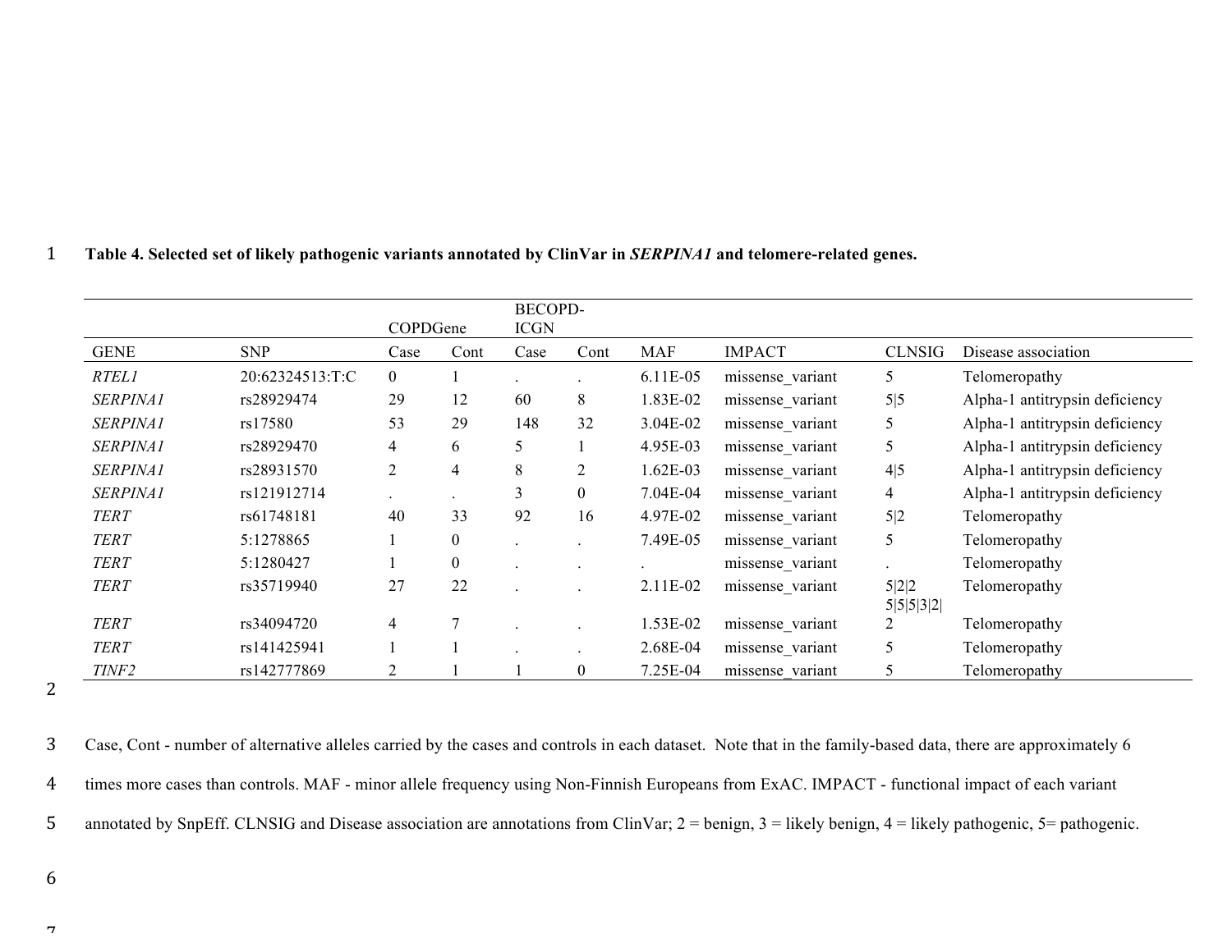**Table 4. Selected set of likely pathogenic variants annotated by ClinVar in *SERPINA1* and telomere-related genes.**

| | | COPDGene | | BECOPD-ICGN | | | | | |
|---|---|---|---|---|---|---|---|---|---|
| GENE | SNP | Case | Cont | Case | Cont | MAF | IMPACT | CLNSIG | Disease association |
| *RTEL1* | 20:62324513:T:C | 0 | 1 | . | . | 6.11E-05 | missense_variant | 5 | Telomeropathy |
| *SERPINA1* | rs28929474 | 29 | 12 | 60 | 8 | 1.83E-02 | missense_variant | 5\|5 | Alpha-1 antitrypsin deficiency |
| *SERPINA1* | rs17580 | 53 | 29 | 148 | 32 | 3.04E-02 | missense_variant | 5 | Alpha-1 antitrypsin deficiency |
| *SERPINA1* | rs28929470 | 4 | 6 | 5 | 1 | 4.95E-03 | missense_variant | 5 | Alpha-1 antitrypsin deficiency |
| *SERPINA1* | rs28931570 | 2 | 4 | 8 | 2 | 1.62E-03 | missense_variant | 4\|5 | Alpha-1 antitrypsin deficiency |
| *SERPINA1* | rs121912714 | . | . | 3 | 0 | 7.04E-04 | missense_variant | 4 | Alpha-1 antitrypsin deficiency |
| *TERT* | rs61748181 | 40 | 33 | 92 | 16 | 4.97E-02 | missense_variant | 5\|2 | Telomeropathy |
| *TERT* | 5:1278865 | 1 | 0 | . | . | 7.49E-05 | missense_variant | 5 | Telomeropathy |
| *TERT* | 5:1280427 | 1 | 0 | . | . | . | missense_variant | . | Telomeropathy |
| *TERT* | rs35719940 | 27 | 22 | . | . | 2.11E-02 | missense_variant | 5\|2\|2 | Telomeropathy |
| *TERT* | rs34094720 | 4 | 7 | . | . | 1.53E-02 | missense_variant | 5\|5\|5\|3\|2\|2 | Telomeropathy |
| *TERT* | rs141425941 | 1 | 1 | . | . | 2.68E-04 | missense_variant | 5 | Telomeropathy |
| *TINF2* | rs142777869 | 2 | 1 | 1 | 0 | 7.25E-04 | missense_variant | 5 | Telomeropathy |

Case, Cont - number of alternative alleles carried by the cases and controls in each dataset. Note that in the family-based data, there are approximately 6 times more cases than controls. MAF - minor allele frequency using Non-Finnish Europeans from ExAC. IMPACT - functional impact of each variant annotated by SnpEff. CLNSIG and Disease association are annotations from ClinVar; 2 = benign, 3 = likely benign, 4 = likely pathogenic, 5= pathogenic.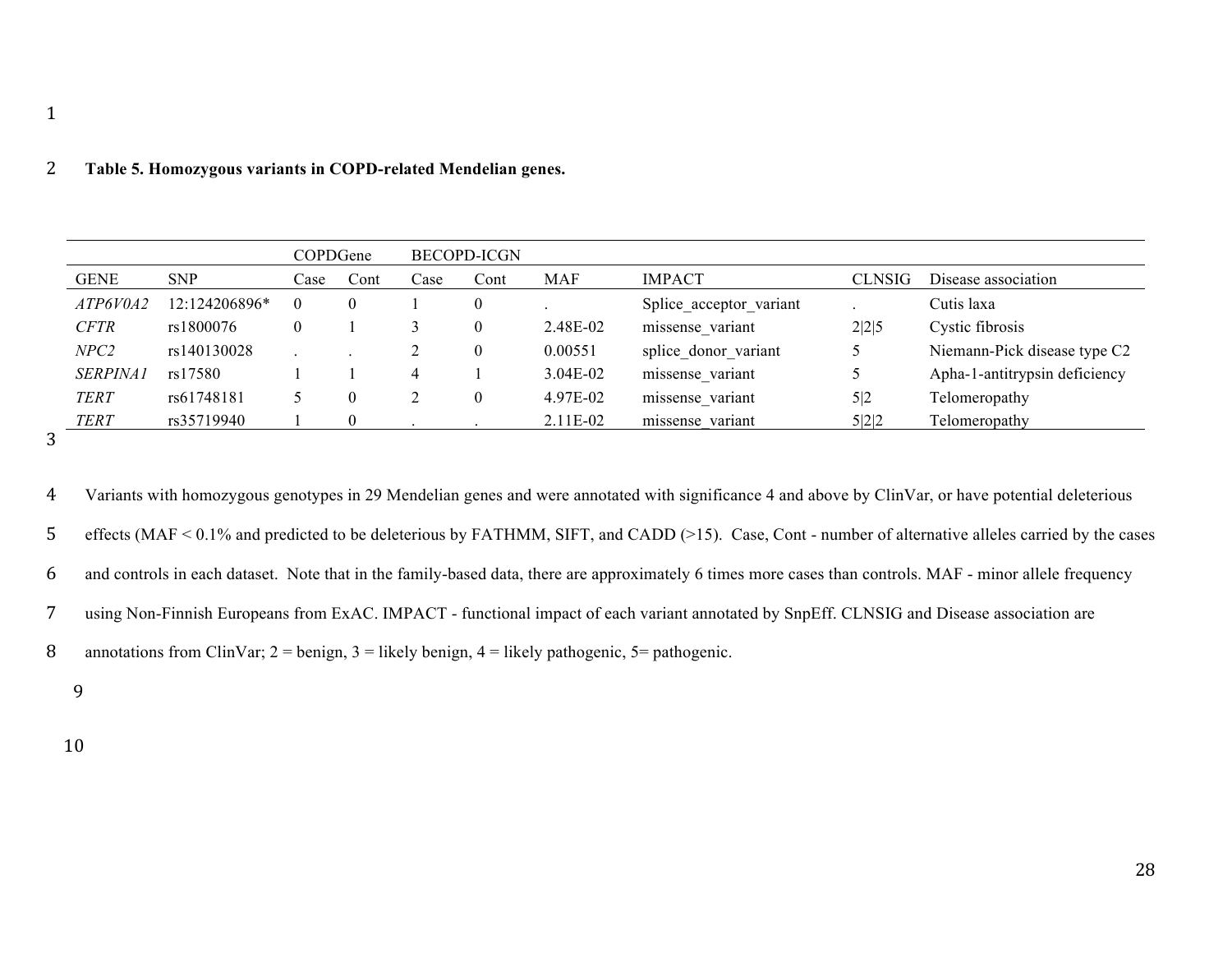**Table 5. Homozygous variants in COPD-related Mendelian genes.**

| | | COPDGene | | BECOPD-ICGN | | | | | |
|---|---|---|---|---|---|---|---|---|---|
| GENE | SNP | Case | Cont | Case | Cont | MAF | IMPACT | CLNSIG | Disease association |
| *ATP6V0A2* | 12:124206896* | 0 | 0 | 1 | 0 | . | Splice_acceptor_variant | . | Cutis laxa |
| *CFTR* | rs1800076 | 0 | 1 | 3 | 0 | 2.48E-02 | missense_variant | 2\|2\|5 | Cystic fibrosis |
| *NPC2* | rs140130028 | . | . | 2 | 0 | 0.00551 | splice_donor_variant | 5 | Niemann-Pick disease type C2 |
| *SERPINA1* | rs17580 | 1 | 1 | 4 | 1 | 3.04E-02 | missense_variant | 5 | Apha-1-antitrypsin deficiency |
| *TERT* | rs61748181 | 5 | 0 | 2 | 0 | 4.97E-02 | missense_variant | 5\|2 | Telomeropathy |
| *TERT* | rs35719940 | 1 | 0 | . | . | 2.11E-02 | missense_variant | 5\|2\|2 | Telomeropathy |

Variants with homozygous genotypes in 29 Mendelian genes and were annotated with significance 4 and above by ClinVar, or have potential deleterious effects (MAF < 0.1% and predicted to be deleterious by FATHMM, SIFT, and CADD (>15). Case, Cont - number of alternative alleles carried by the cases and controls in each dataset. Note that in the family-based data, there are approximately 6 times more cases than controls. MAF - minor allele frequency using Non-Finnish Europeans from ExAC. IMPACT - functional impact of each variant annotated by SnpEff. CLNSIG and Disease association are annotations from ClinVar; 2 = benign, 3 = likely benign, 4 = likely pathogenic, 5= pathogenic.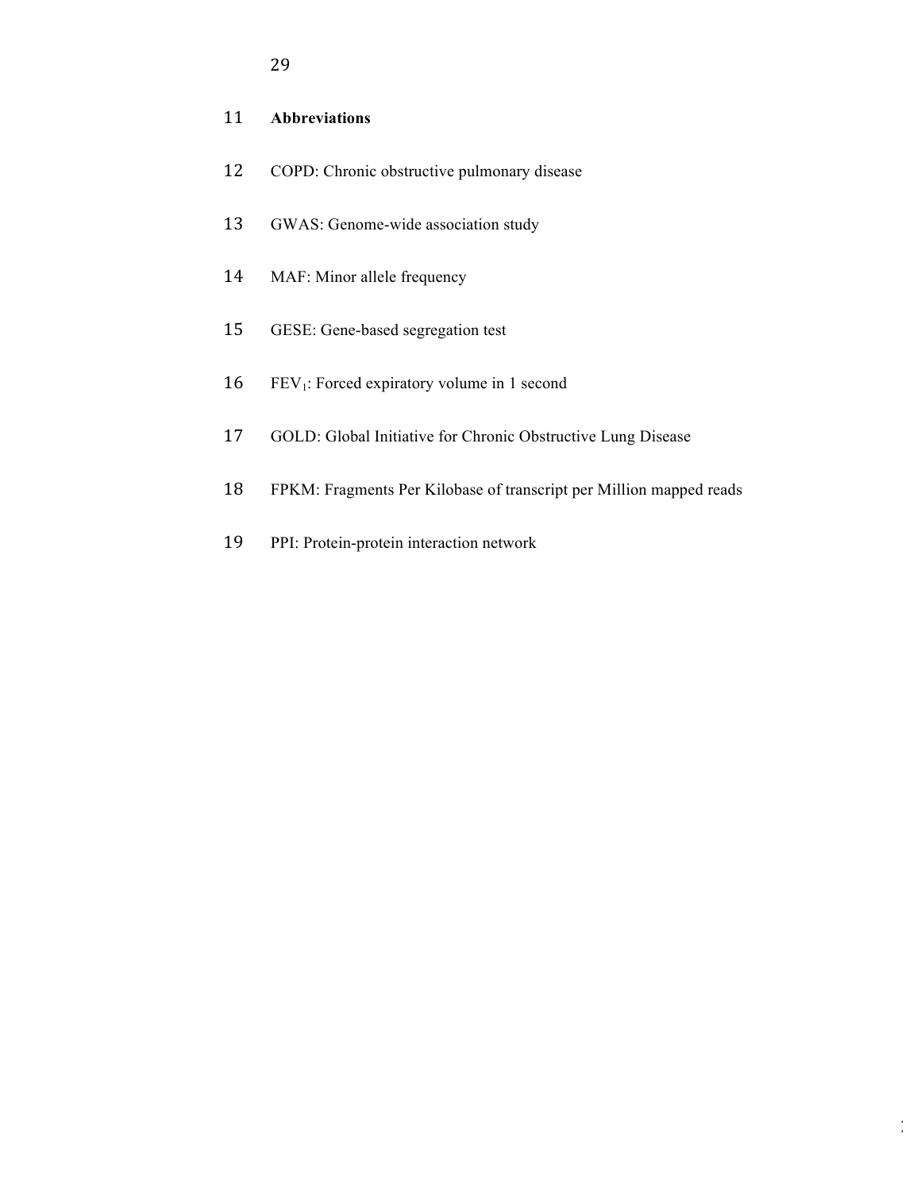**Abbreviations**

COPD: Chronic obstructive pulmonary disease

GWAS: Genome-wide association study

MAF: Minor allele frequency

GESE: Gene-based segregation test

$FEV_1$: Forced expiratory volume in 1 second

GOLD: Global Initiative for Chronic Obstructive Lung Disease

FPKM: Fragments Per Kilobase of transcript per Million mapped reads

PPI: Protein-protein interaction network